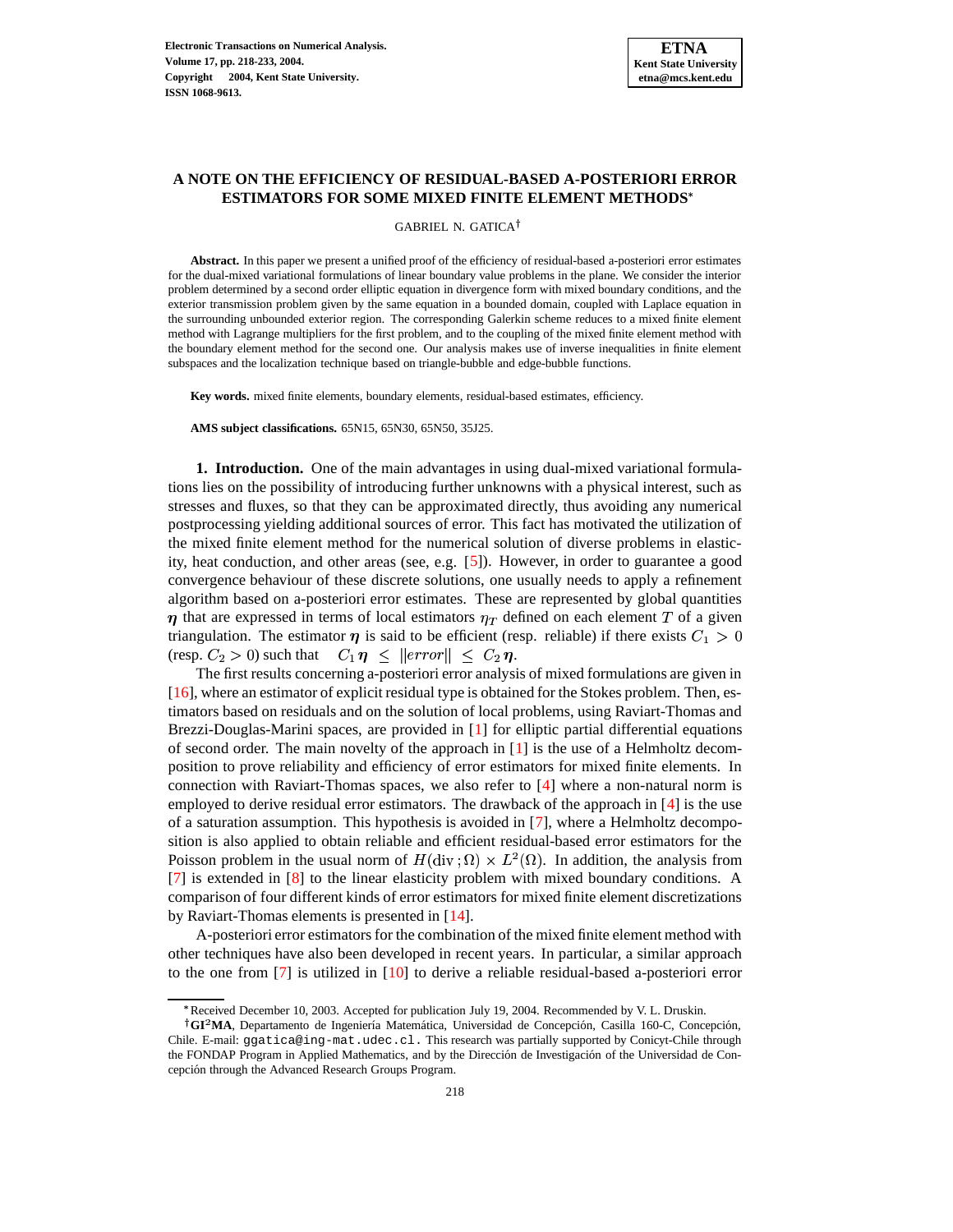# A NOTE ON THE EFFICIENCY OF RESIDUAL-BASED A-POSTERIORI ERROR ESTIMATORS FOR SOME MIXED FINITE ELEMENT METHODS*

GABRIEL N. GATICA†

**Abstract.** In this paper we present a unified proof of the efficiency of residual-based a-posteriori error estimates for the dual-mixed variational formulations of linear boundary value problems in the plane. We consider the interior problem determined by a second order elliptic equation in divergence form with mixed boundary conditions, and the exterior transmission problem given by the same equation in a bounded domain, coupled with Laplace equation in the surrounding unbounded exterior region. The corresponding Galerkin scheme reduces to a mixed finite element method with Lagrange multipliers for the first problem, and to the coupling of the mixed finite element method with the boundary element method for the second one. Our analysis makes use of inverse inequalities in finite element subspaces and the localization technique based on triangle-bubble and edge-bubble functions.

**Key words.** mixed finite elements, boundary elements, residual-based estimates, efficiency.

**AMS subject classifications.** 65N15, 65N30, 65N50, 35J25.

**1. Introduction.** One of the main advantages in using dual-mixed variational formulations lies on the possibility of introducing further unknowns with a physical interest, such as stresses and fluxes, so that they can be approximated directly, thus avoiding any numerical postprocessing yielding additional sources of error. This fact has motivated the utilization of the mixed finite element method for the numerical solution of diverse problems in elasticity, heat conduction, and other areas (see, e.g. [5]). However, in order to guarantee a good convergence behaviour of these discrete solutions, one usually needs to apply a refinement algorithm based on a-posteriori error estimates. These are represented by global quantities $\boldsymbol{\eta}$ that are expressed in terms of local estimators $\eta_T$ defined on each element $T$ of a given triangulation. The estimator $\boldsymbol{\eta}$ is said to be efficient (resp. reliable) if there exists $C_1 > 0$ (resp. $C_2 > 0$) such that $\quad C_1\,\boldsymbol{\eta} \;\le\; \|error\| \;\le\; C_2\,\boldsymbol{\eta}$.

The first results concerning a-posteriori error analysis of mixed formulations are given in [16], where an estimator of explicit residual type is obtained for the Stokes problem. Then, estimators based on residuals and on the solution of local problems, using Raviart-Thomas and Brezzi-Douglas-Marini spaces, are provided in [1] for elliptic partial differential equations of second order. The main novelty of the approach in [1] is the use of a Helmholtz decomposition to prove reliability and efficiency of error estimators for mixed finite elements. In connection with Raviart-Thomas spaces, we also refer to [4] where a non-natural norm is employed to derive residual error estimators. The drawback of the approach in [4] is the use of a saturation assumption. This hypothesis is avoided in [7], where a Helmholtz decomposition is also applied to obtain reliable and efficient residual-based error estimators for the Poisson problem in the usual norm of $H(\mathrm{div}\,;\Omega) \times L^2(\Omega)$. In addition, the analysis from [7] is extended in [8] to the linear elasticity problem with mixed boundary conditions. A comparison of four different kinds of error estimators for mixed finite element discretizations by Raviart-Thomas elements is presented in [14].

A-posteriori error estimators for the combination of the mixed finite element method with other techniques have also been developed in recent years. In particular, a similar approach to the one from [7] is utilized in [10] to derive a reliable residual-based a-posteriori error

---

*Received December 10, 2003. Accepted for publication July 19, 2004. Recommended by V. L. Druskin.

†**GI²MA**, Departamento de Ingeniería Matemática, Universidad de Concepción, Casilla 160-C, Concepción, Chile. E-mail: ggatica@ing-mat.udec.cl. This research was partially supported by Conicyt-Chile through the FONDAP Program in Applied Mathematics, and by the Dirección de Investigación of the Universidad de Concepción through the Advanced Research Groups Program.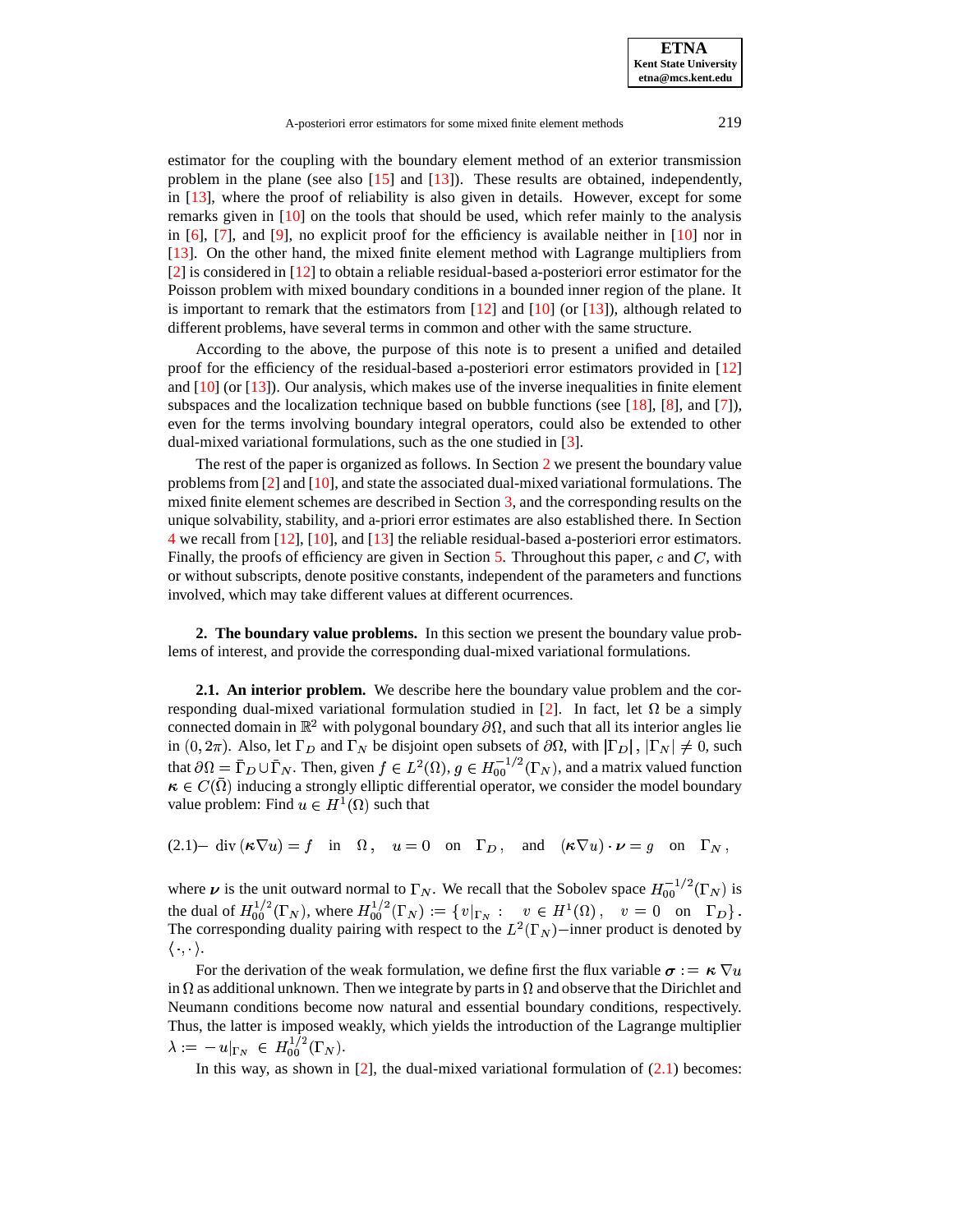estimator for the coupling with the boundary element method of an exterior transmission problem in the plane (see also [15] and [13]). These results are obtained, independently, in [13], where the proof of reliability is also given in details. However, except for some remarks given in [10] on the tools that should be used, which refer mainly to the analysis in [6], [7], and [9], no explicit proof for the efficiency is available neither in [10] nor in [13]. On the other hand, the mixed finite element method with Lagrange multipliers from [2] is considered in [12] to obtain a reliable residual-based a-posteriori error estimator for the Poisson problem with mixed boundary conditions in a bounded inner region of the plane. It is important to remark that the estimators from [12] and [10] (or [13]), although related to different problems, have several terms in common and other with the same structure.

According to the above, the purpose of this note is to present a unified and detailed proof for the efficiency of the residual-based a-posteriori error estimators provided in [12] and [10] (or [13]). Our analysis, which makes use of the inverse inequalities in finite element subspaces and the localization technique based on bubble functions (see [18], [8], and [7]), even for the terms involving boundary integral operators, could also be extended to other dual-mixed variational formulations, such as the one studied in [3].

The rest of the paper is organized as follows. In Section 2 we present the boundary value problems from [2] and [10], and state the associated dual-mixed variational formulations. The mixed finite element schemes are described in Section 3, and the corresponding results on the unique solvability, stability, and a-priori error estimates are also established there. In Section 4 we recall from [12], [10], and [13] the reliable residual-based a-posteriori error estimators. Finally, the proofs of efficiency are given in Section 5. Throughout this paper, $c$ and $C$, with or without subscripts, denote positive constants, independent of the parameters and functions involved, which may take different values at different ocurrences.

## 2. The boundary value problems.

In this section we present the boundary value problems of interest, and provide the corresponding dual-mixed variational formulations.

### 2.1. An interior problem.

We describe here the boundary value problem and the corresponding dual-mixed variational formulation studied in [2]. In fact, let $\Omega$ be a simply connected domain in $\mathbb{R}^2$ with polygonal boundary $\partial\Omega$, and such that all its interior angles lie in $(0, 2\pi)$. Also, let $\Gamma_D$ and $\Gamma_N$ be disjoint open subsets of $\partial\Omega$, with $|\Gamma_D|\,, |\Gamma_N| \neq 0$, such that $\partial\Omega = \bar{\Gamma}_D \cup \bar{\Gamma}_N$. Then, given $f \in L^2(\Omega)$, $g \in H_{00}^{-1/2}(\Gamma_N)$, and a matrix valued function $\boldsymbol{\kappa} \in C(\bar{\Omega})$ inducing a strongly elliptic differential operator, we consider the model boundary value problem: Find $u \in H^1(\Omega)$ such that

$$
-\,\mathrm{div}\,(\boldsymbol{\kappa}\nabla u) = f \quad \text{in} \quad \Omega\,, \quad u = 0 \quad \text{on} \quad \Gamma_D\,, \quad \text{and} \quad (\boldsymbol{\kappa}\nabla u)\cdot\boldsymbol{\nu} = g \quad \text{on} \quad \Gamma_N\,, \tag{2.1}
$$

where $\boldsymbol{\nu}$ is the unit outward normal to $\Gamma_N$. We recall that the Sobolev space $H_{00}^{-1/2}(\Gamma_N)$ is the dual of $H_{00}^{1/2}(\Gamma_N)$, where $H_{00}^{1/2}(\Gamma_N) := \{ v|_{\Gamma_N} : \quad v \in H^1(\Omega)\,, \quad v = 0 \quad \text{on} \quad \Gamma_D \}$. The corresponding duality pairing with respect to the $L^2(\Gamma_N)-$inner product is denoted by $\langle \cdot, \cdot \rangle$.

For the derivation of the weak formulation, we define first the flux variable $\boldsymbol{\sigma} := \boldsymbol{\kappa}\,\nabla u$ in $\Omega$ as additional unknown. Then we integrate by parts in $\Omega$ and observe that the Dirichlet and Neumann conditions become now natural and essential boundary conditions, respectively. Thus, the latter is imposed weakly, which yields the introduction of the Lagrange multiplier $\lambda := -\,u|_{\Gamma_N} \in H_{00}^{1/2}(\Gamma_N)$.

In this way, as shown in [2], the dual-mixed variational formulation of (2.1) becomes: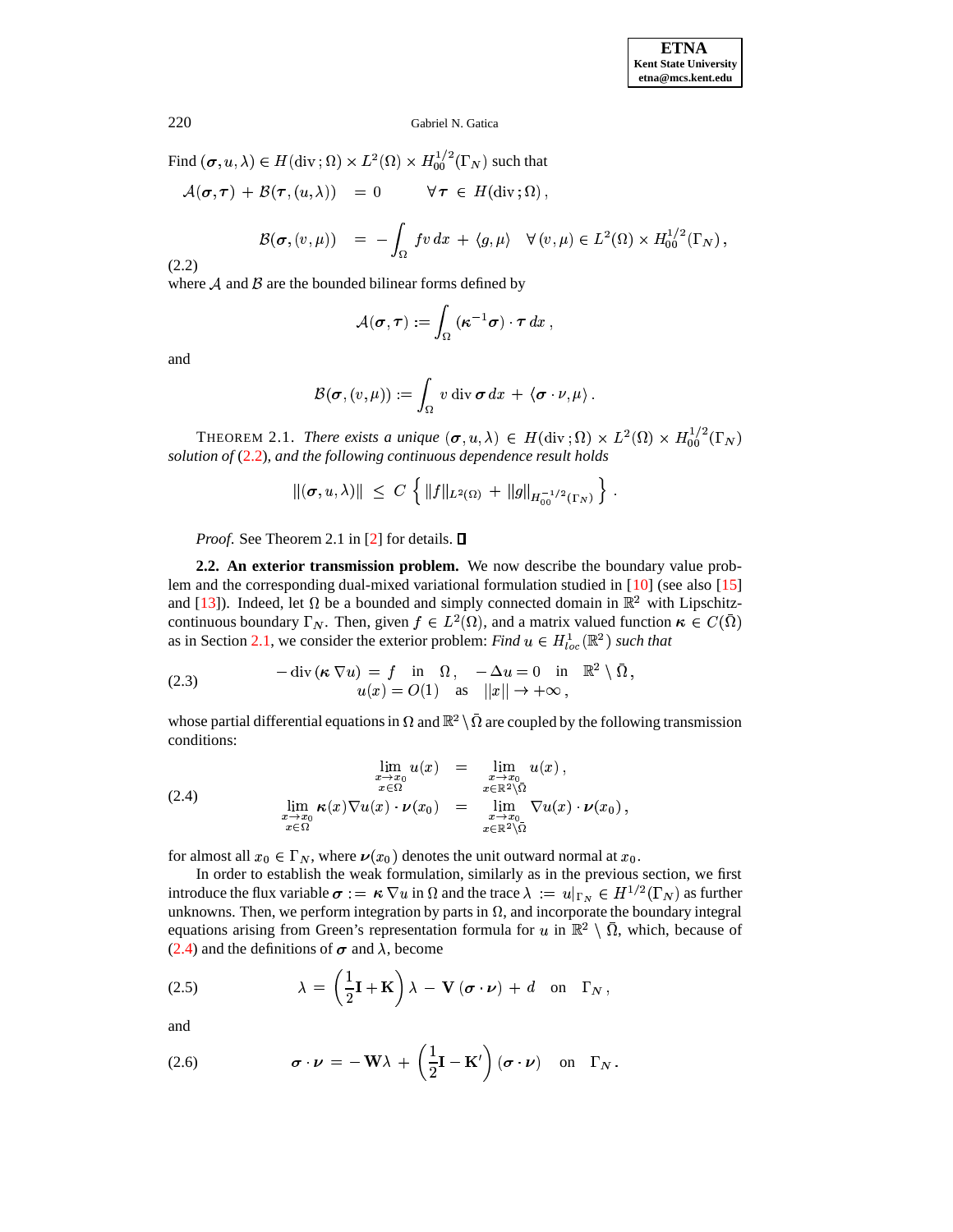Find $(\boldsymbol{\sigma}, u, \lambda) \in H(\mathrm{div}\,;\Omega) \times L^2(\Omega) \times H_{00}^{1/2}(\Gamma_N)$ such that

$$
\begin{aligned}
\mathcal{A}(\boldsymbol{\sigma}, \boldsymbol{\tau}) + \mathcal{B}(\boldsymbol{\tau}, (u, \lambda)) &= 0 \qquad \forall\, \boldsymbol{\tau} \in H(\mathrm{div}\,;\Omega)\,, \\
\mathcal{B}(\boldsymbol{\sigma}, (v, \mu)) &= -\int_\Omega f v\, dx + \langle g, \mu \rangle \quad \forall\, (v, \mu) \in L^2(\Omega) \times H_{00}^{1/2}(\Gamma_N)\,,
\end{aligned}
\tag{2.2}
$$

where $\mathcal{A}$ and $\mathcal{B}$ are the bounded bilinear forms defined by

$$
\mathcal{A}(\boldsymbol{\sigma}, \boldsymbol{\tau}) := \int_\Omega (\boldsymbol{\kappa}^{-1} \boldsymbol{\sigma}) \cdot \boldsymbol{\tau}\, dx\,,
$$

and

$$
\mathcal{B}(\boldsymbol{\sigma}, (v, \mu)) := \int_\Omega v\, \mathrm{div}\, \boldsymbol{\sigma}\, dx + \langle \boldsymbol{\sigma} \cdot \nu, \mu \rangle\,.
$$

THEOREM 2.1. *There exists a unique $(\boldsymbol{\sigma}, u, \lambda) \in H(\mathrm{div}\,;\Omega) \times L^2(\Omega) \times H_{00}^{1/2}(\Gamma_N)$ solution of* (2.2)*, and the following continuous dependence result holds*

$$
\|(\boldsymbol{\sigma}, u, \lambda)\| \;\leq\; C\, \left\{ \|f\|_{L^2(\Omega)} + \|g\|_{H_{00}^{-1/2}(\Gamma_N)} \right\}.
$$

*Proof.* See Theorem 2.1 in [2] for details. ∎

**2.2. An exterior transmission problem.** We now describe the boundary value problem and the corresponding dual-mixed variational formulation studied in [10] (see also [15] and [13]). Indeed, let $\Omega$ be a bounded and simply connected domain in $\mathbb{R}^2$ with Lipschitz-continuous boundary $\Gamma_N$. Then, given $f \in L^2(\Omega)$, and a matrix valued function $\boldsymbol{\kappa} \in C(\bar{\Omega})$ as in Section 2.1, we consider the exterior problem: *Find $u \in H^1_{loc}(\mathbb{R}^2)$ such that*

$$
\begin{gathered}
-\,\mathrm{div}\,(\boldsymbol{\kappa}\, \nabla u) = f \quad \text{in} \quad \Omega\,, \quad -\Delta u = 0 \quad \text{in} \quad \mathbb{R}^2 \setminus \bar{\Omega}\,, \\
u(x) = O(1) \quad \text{as} \quad \|x\| \to +\infty\,,
\end{gathered}
\tag{2.3}
$$

whose partial differential equations in $\Omega$ and $\mathbb{R}^2 \setminus \bar{\Omega}$ are coupled by the following transmission conditions:

$$
\begin{aligned}
\lim_{\substack{x \to x_0 \\ x \in \Omega}} u(x) &= \lim_{\substack{x \to x_0 \\ x \in \mathbb{R}^2 \setminus \bar{\Omega}}} u(x)\,, \\
\lim_{\substack{x \to x_0 \\ x \in \Omega}} \boldsymbol{\kappa}(x) \nabla u(x) \cdot \boldsymbol{\nu}(x_0) &= \lim_{\substack{x \to x_0 \\ x \in \mathbb{R}^2 \setminus \bar{\Omega}}} \nabla u(x) \cdot \boldsymbol{\nu}(x_0)\,,
\end{aligned}
\tag{2.4}
$$

for almost all $x_0 \in \Gamma_N$, where $\boldsymbol{\nu}(x_0)$ denotes the unit outward normal at $x_0$.

In order to establish the weak formulation, similarly as in the previous section, we first introduce the flux variable $\boldsymbol{\sigma} := \boldsymbol{\kappa}\, \nabla u$ in $\Omega$ and the trace $\lambda := u|_{\Gamma_N} \in H^{1/2}(\Gamma_N)$ as further unknowns. Then, we perform integration by parts in $\Omega$, and incorporate the boundary integral equations arising from Green's representation formula for $u$ in $\mathbb{R}^2 \setminus \bar{\Omega}$, which, because of (2.4) and the definitions of $\boldsymbol{\sigma}$ and $\lambda$, become

$$
\lambda = \left( \frac{1}{2} \mathbf{I} + \mathbf{K} \right) \lambda - \mathbf{V}\, (\boldsymbol{\sigma} \cdot \boldsymbol{\nu}) + d \quad \text{on} \quad \Gamma_N\,,
\tag{2.5}
$$

and

$$
\boldsymbol{\sigma} \cdot \boldsymbol{\nu} = -\,\mathbf{W} \lambda + \left( \frac{1}{2} \mathbf{I} - \mathbf{K}' \right) (\boldsymbol{\sigma} \cdot \boldsymbol{\nu}) \quad \text{on} \quad \Gamma_N\,.
\tag{2.6}
$$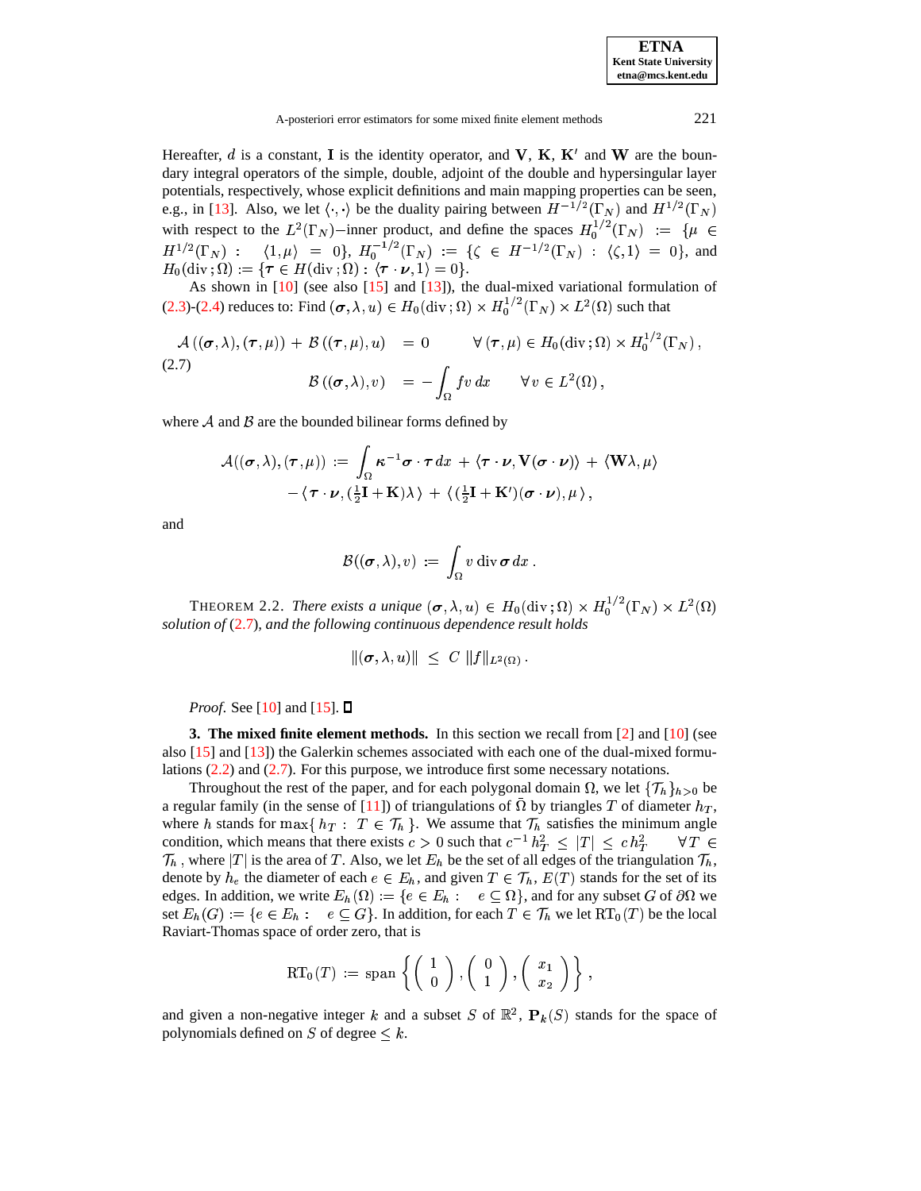Hereafter, $d$ is a constant, $\mathbf{I}$ is the identity operator, and $\mathbf{V}$, $\mathbf{K}$, $\mathbf{K}'$ and $\mathbf{W}$ are the boundary integral operators of the simple, double, adjoint of the double and hypersingular layer potentials, respectively, whose explicit definitions and main mapping properties can be seen, e.g., in [13]. Also, we let $\langle \cdot, \cdot \rangle$ be the duality pairing between $H^{-1/2}(\Gamma_N)$ and $H^{1/2}(\Gamma_N)$ with respect to the $L^2(\Gamma_N)$–inner product, and define the spaces $H_0^{1/2}(\Gamma_N) := \{\mu \in H^{1/2}(\Gamma_N) : \langle 1, \mu \rangle = 0\}$, $H_0^{-1/2}(\Gamma_N) := \{\zeta \in H^{-1/2}(\Gamma_N) : \langle \zeta, 1 \rangle = 0\}$, and $H_0(\mathrm{div}\,;\Omega) := \{\boldsymbol{\tau} \in H(\mathrm{div}\,;\Omega) : \langle \boldsymbol{\tau} \cdot \boldsymbol{\nu}, 1 \rangle = 0\}$.

As shown in [10] (see also [15] and [13]), the dual-mixed variational formulation of (2.3)-(2.4) reduces to: Find $(\boldsymbol{\sigma}, \lambda, u) \in H_0(\mathrm{div}\,;\Omega) \times H_0^{1/2}(\Gamma_N) \times L^2(\Omega)$ such that

$$
\begin{aligned}
\mathcal{A}\left((\boldsymbol{\sigma}, \lambda), (\boldsymbol{\tau}, \mu)\right) + \mathcal{B}\left((\boldsymbol{\tau}, \mu), u\right) &= 0 \qquad \forall\, (\boldsymbol{\tau}, \mu) \in H_0(\mathrm{div}\,;\Omega) \times H_0^{1/2}(\Gamma_N)\,, \\
\mathcal{B}\left((\boldsymbol{\sigma}, \lambda), v\right) &= -\int_\Omega f v \, dx \qquad \forall\, v \in L^2(\Omega)\,,
\end{aligned} \tag{2.7}
$$

where $\mathcal{A}$ and $\mathcal{B}$ are the bounded bilinear forms defined by

$$
\begin{aligned}
\mathcal{A}((\boldsymbol{\sigma}, \lambda), (\boldsymbol{\tau}, \mu)) := &\int_\Omega \boldsymbol{\kappa}^{-1} \boldsymbol{\sigma} \cdot \boldsymbol{\tau} \, dx + \langle \boldsymbol{\tau} \cdot \boldsymbol{\nu}, \mathbf{V}(\boldsymbol{\sigma} \cdot \boldsymbol{\nu}) \rangle + \langle \mathbf{W}\lambda, \mu \rangle \\
&- \langle \boldsymbol{\tau} \cdot \boldsymbol{\nu}, (\tfrac{1}{2}\mathbf{I} + \mathbf{K})\lambda \rangle + \langle (\tfrac{1}{2}\mathbf{I} + \mathbf{K}')(\boldsymbol{\sigma} \cdot \boldsymbol{\nu}), \mu \rangle\,,
\end{aligned}
$$

and

$$
\mathcal{B}((\boldsymbol{\sigma}, \lambda), v) := \int_\Omega v \, \mathrm{div}\, \boldsymbol{\sigma} \, dx\,.
$$

THEOREM 2.2. *There exists a unique* $(\boldsymbol{\sigma}, \lambda, u) \in H_0(\mathrm{div}\,;\Omega) \times H_0^{1/2}(\Gamma_N) \times L^2(\Omega)$ *solution of* (2.7), *and the following continuous dependence result holds*

$$
\|(\boldsymbol{\sigma}, \lambda, u)\| \;\leq\; C\, \|f\|_{L^2(\Omega)}\,.
$$

*Proof.* See [10] and [15]. $\square$

**3. The mixed finite element methods.** In this section we recall from [2] and [10] (see also [15] and [13]) the Galerkin schemes associated with each one of the dual-mixed formulations (2.2) and (2.7). For this purpose, we introduce first some necessary notations.

Throughout the rest of the paper, and for each polygonal domain $\Omega$, we let $\{\mathcal{T}_h\}_{h>0}$ be a regular family (in the sense of [11]) of triangulations of $\bar{\Omega}$ by triangles $T$ of diameter $h_T$, where $h$ stands for $\max\{\, h_T : \; T \in \mathcal{T}_h \,\}$. We assume that $\mathcal{T}_h$ satisfies the minimum angle condition, which means that there exists $c > 0$ such that $c^{-1}\, h_T^2 \;\leq\; |T| \;\leq\; c\, h_T^2 \quad \forall\, T \in \mathcal{T}_h$, where $|T|$ is the area of $T$. Also, we let $E_h$ be the set of all edges of the triangulation $\mathcal{T}_h$, denote by $h_e$ the diameter of each $e \in E_h$, and given $T \in \mathcal{T}_h$, $E(T)$ stands for the set of its edges. In addition, we write $E_h(\Omega) := \{e \in E_h : \; e \subseteq \Omega\}$, and for any subset $G$ of $\partial\Omega$ we set $E_h(G) := \{e \in E_h : \; e \subseteq G\}$. In addition, for each $T \in \mathcal{T}_h$ we let $\mathrm{RT}_0(T)$ be the local Raviart-Thomas space of order zero, that is

$$
\mathrm{RT}_0(T) := \mathrm{span}\left\{ \begin{pmatrix} 1 \\ 0 \end{pmatrix}, \begin{pmatrix} 0 \\ 1 \end{pmatrix}, \begin{pmatrix} x_1 \\ x_2 \end{pmatrix} \right\},
$$

and given a non-negative integer $k$ and a subset $S$ of $\mathbb{R}^2$, $\mathbf{P}_k(S)$ stands for the space of polynomials defined on $S$ of degree $\leq k$.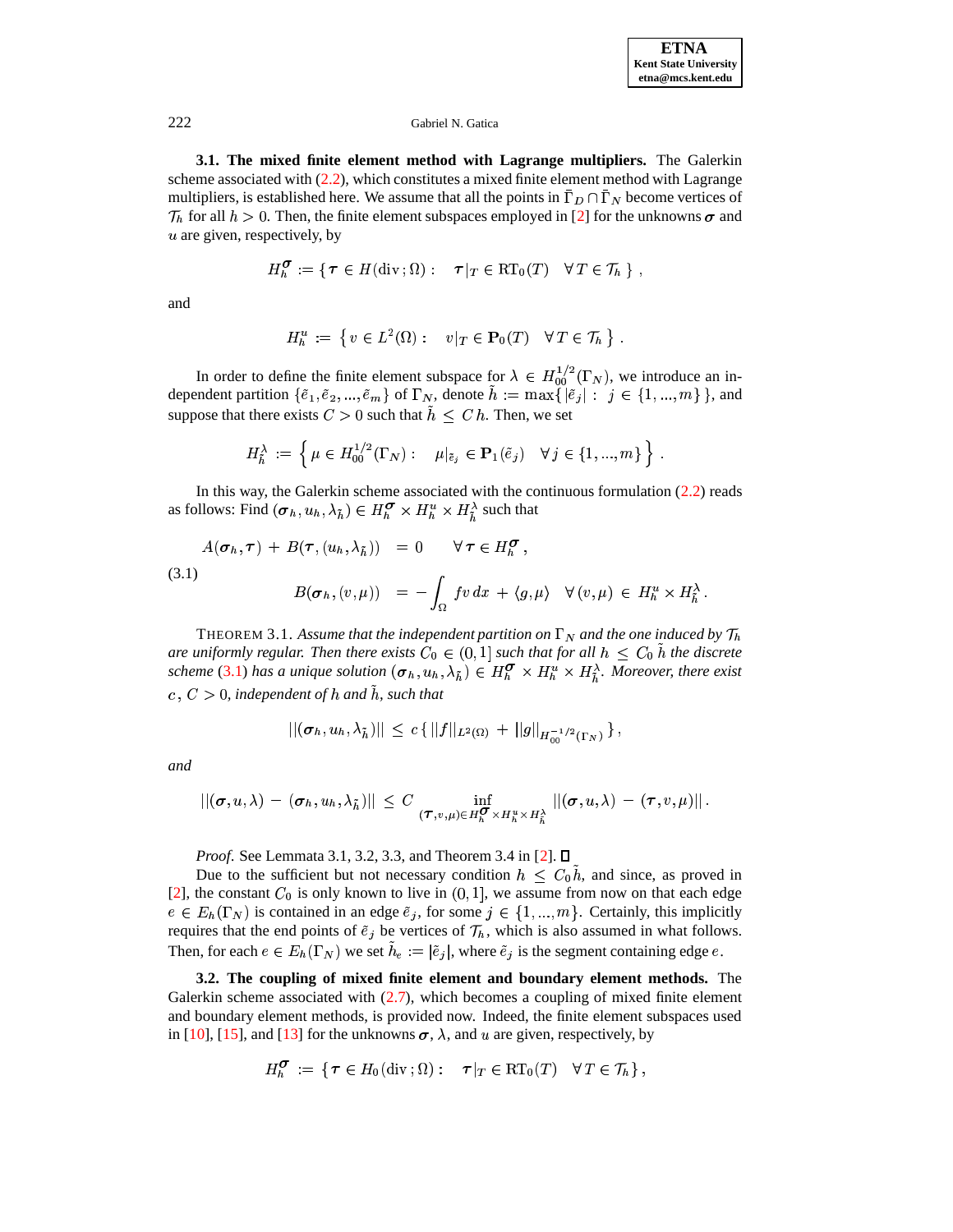**3.1. The mixed finite element method with Lagrange multipliers.** The Galerkin scheme associated with (2.2), which constitutes a mixed finite element method with Lagrange multipliers, is established here. We assume that all the points in $\bar{\Gamma}_D \cap \bar{\Gamma}_N$ become vertices of $\mathcal{T}_h$ for all $h > 0$. Then, the finite element subspaces employed in [2] for the unknowns $\boldsymbol{\sigma}$ and $u$ are given, respectively, by

$$H_h^{\boldsymbol{\sigma}} := \{ \boldsymbol{\tau} \in H(\mathrm{div}\,;\Omega) : \quad \boldsymbol{\tau}|_T \in \mathrm{RT}_0(T) \quad \forall\, T \in \mathcal{T}_h \} ,$$

and

$$H_h^u := \left\{ v \in L^2(\Omega) : \quad v|_T \in \mathbf{P}_0(T) \quad \forall\, T \in \mathcal{T}_h \right\} .$$

In order to define the finite element subspace for $\lambda \in H_{00}^{1/2}(\Gamma_N)$, we introduce an independent partition $\{\tilde{e}_1, \tilde{e}_2, ..., \tilde{e}_m\}$ of $\Gamma_N$, denote $\tilde{h} := \max\{ |\tilde{e}_j| : \ j \in \{1, ..., m\} \}$, and suppose that there exists $C > 0$ such that $\tilde{h} \le C\, h$. Then, we set

$$H_{\tilde{h}}^{\lambda} := \left\{ \mu \in H_{00}^{1/2}(\Gamma_N) : \quad \mu|_{\tilde{e}_j} \in \mathbf{P}_1(\tilde{e}_j) \quad \forall\, j \in \{1, ..., m\} \right\} .$$

In this way, the Galerkin scheme associated with the continuous formulation (2.2) reads as follows: Find $(\boldsymbol{\sigma}_h, u_h, \lambda_{\tilde{h}}) \in H_h^{\boldsymbol{\sigma}} \times H_h^u \times H_{\tilde{h}}^{\lambda}$ such that

$$
\begin{aligned}
A(\boldsymbol{\sigma}_h, \boldsymbol{\tau}) \,+\, B(\boldsymbol{\tau}, (u_h, \lambda_{\tilde{h}})) \;\; &= \;\; 0 \qquad \forall\, \boldsymbol{\tau} \in H_h^{\boldsymbol{\sigma}} , \\
B(\boldsymbol{\sigma}_h, (v, \mu)) \;\; &= \; -\int_{\Omega} f v \, dx \,+\, \langle g, \mu \rangle \quad \forall\, (v, \mu) \,\in\, H_h^u \times H_{\tilde{h}}^{\lambda} .
\end{aligned}
\tag{3.1}
$$

THEOREM 3.1. *Assume that the independent partition on $\Gamma_N$ and the one induced by $\mathcal{T}_h$ are uniformly regular. Then there exists $C_0 \in (0, 1]$ such that for all $h \le C_0\, \tilde{h}$ the discrete scheme (3.1) has a unique solution $(\boldsymbol{\sigma}_h, u_h, \lambda_{\tilde{h}}) \in H_h^{\boldsymbol{\sigma}} \times H_h^u \times H_{\tilde{h}}^{\lambda}$. Moreover, there exist $c,\, C > 0$, independent of $h$ and $\tilde{h}$, such that*

$$||(\boldsymbol{\sigma}_h, u_h, \lambda_{\tilde{h}})|| \,\le\, c \, \{ ||f||_{L^2(\Omega)} \,+\, ||g||_{H_{00}^{-1/2}(\Gamma_N)} \} ,$$

*and*

$$||(\boldsymbol{\sigma}, u, \lambda) \,-\, (\boldsymbol{\sigma}_h, u_h, \lambda_{\tilde{h}})|| \,\le\, C \inf_{(\boldsymbol{\tau}, v, \mu) \in H_h^{\boldsymbol{\sigma}} \times H_h^u \times H_{\tilde{h}}^{\lambda}} ||(\boldsymbol{\sigma}, u, \lambda) \,-\, (\boldsymbol{\tau}, v, \mu)|| .$$

*Proof.* See Lemmata 3.1, 3.2, 3.3, and Theorem 3.4 in [2]. ∎

Due to the sufficient but not necessary condition $h \le C_0 \tilde{h}$, and since, as proved in [2], the constant $C_0$ is only known to live in $(0, 1]$, we assume from now on that each edge $e \in E_h(\Gamma_N)$ is contained in an edge $\tilde{e}_j$, for some $j \in \{1, ..., m\}$. Certainly, this implicitly requires that the end points of $\tilde{e}_j$ be vertices of $\mathcal{T}_h$, which is also assumed in what follows. Then, for each $e \in E_h(\Gamma_N)$ we set $\tilde{h}_e := |\tilde{e}_j|$, where $\tilde{e}_j$ is the segment containing edge $e$.

**3.2. The coupling of mixed finite element and boundary element methods.** The Galerkin scheme associated with (2.7), which becomes a coupling of mixed finite element and boundary element methods, is provided now. Indeed, the finite element subspaces used in [10], [15], and [13] for the unknowns $\boldsymbol{\sigma}$, $\lambda$, and $u$ are given, respectively, by

$$H_h^{\boldsymbol{\sigma}} := \{ \boldsymbol{\tau} \in H_0(\mathrm{div}\,;\Omega) : \quad \boldsymbol{\tau}|_T \in \mathrm{RT}_0(T) \quad \forall\, T \in \mathcal{T}_h \} ,$$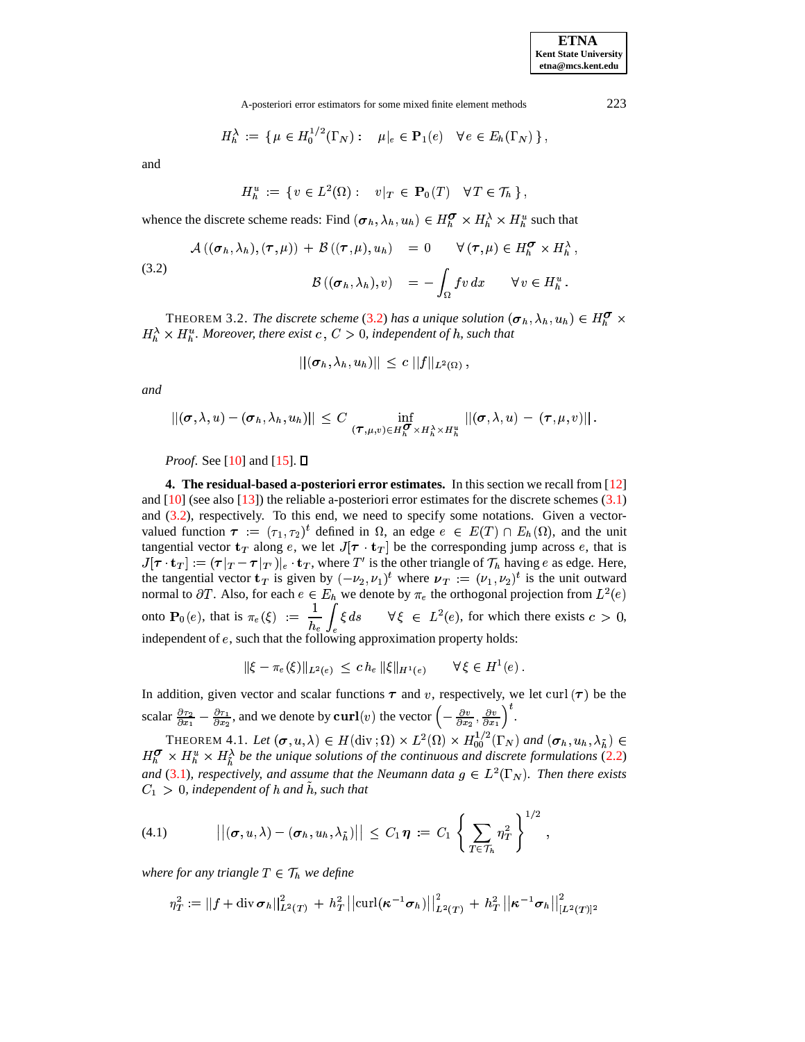$$H_h^\lambda := \{ \mu \in H_0^{1/2}(\Gamma_N) : \quad \mu|_e \in \mathbf{P}_1(e) \quad \forall e \in E_h(\Gamma_N) \},$$

and

$$H_h^u := \{ v \in L^2(\Omega) : \quad v|_T \in \mathbf{P}_0(T) \quad \forall T \in \mathcal{T}_h \},$$

whence the discrete scheme reads: Find $(\boldsymbol{\sigma}_h, \lambda_h, u_h) \in H_h^{\boldsymbol{\sigma}} \times H_h^\lambda \times H_h^u$ such that

$$\begin{aligned} \mathcal{A}((\boldsymbol{\sigma}_h, \lambda_h), (\boldsymbol{\tau}, \mu)) + \mathcal{B}((\boldsymbol{\tau}, \mu), u_h) &= 0 \qquad \forall (\boldsymbol{\tau}, \mu) \in H_h^{\boldsymbol{\sigma}} \times H_h^\lambda, \\ \mathcal{B}((\boldsymbol{\sigma}_h, \lambda_h), v) &= -\int_\Omega f v \, dx \qquad \forall v \in H_h^u. \end{aligned} \tag{3.2}$$

THEOREM 3.2. *The discrete scheme* (3.2) *has a unique solution* $(\boldsymbol{\sigma}_h, \lambda_h, u_h) \in H_h^{\boldsymbol{\sigma}} \times H_h^\lambda \times H_h^u$. *Moreover, there exist* $c$, $C > 0$, *independent of* $h$, *such that*

$$||(\boldsymbol{\sigma}_h, \lambda_h, u_h)|| \le c \, ||f||_{L^2(\Omega)},$$

*and*

$$||(\boldsymbol{\sigma}, \lambda, u) - (\boldsymbol{\sigma}_h, \lambda_h, u_h)|| \le C \inf_{(\boldsymbol{\tau}, \mu, v) \in H_h^{\boldsymbol{\sigma}} \times H_h^\lambda \times H_h^u} ||(\boldsymbol{\sigma}, \lambda, u) - (\boldsymbol{\tau}, \mu, v)||.$$

*Proof.* See [10] and [15]. ∎

**4. The residual-based a-posteriori error estimates.** In this section we recall from [12] and [10] (see also [13]) the reliable a-posteriori error estimates for the discrete schemes (3.1) and (3.2), respectively. To this end, we need to specify some notations. Given a vector-valued function $\boldsymbol{\tau} := (\tau_1, \tau_2)^t$ defined in $\Omega$, an edge $e \in E(T) \cap E_h(\Omega)$, and the unit tangential vector $\mathbf{t}_T$ along $e$, we let $J[\boldsymbol{\tau} \cdot \mathbf{t}_T]$ be the corresponding jump across $e$, that is $J[\boldsymbol{\tau} \cdot \mathbf{t}_T] := (\boldsymbol{\tau}|_T - \boldsymbol{\tau}|_{T'})|_e \cdot \mathbf{t}_T$, where $T'$ is the other triangle of $\mathcal{T}_h$ having $e$ as edge. Here, the tangential vector $\mathbf{t}_T$ is given by $(-\nu_2, \nu_1)^t$ where $\boldsymbol{\nu}_T := (\nu_1, \nu_2)^t$ is the unit outward normal to $\partial T$. Also, for each $e \in E_h$ we denote by $\pi_e$ the orthogonal projection from $L^2(e)$ onto $\mathbf{P}_0(e)$, that is $\pi_e(\xi) := \dfrac{1}{h_e} \displaystyle\int_e \xi \, ds \quad \forall \xi \in L^2(e)$, for which there exists $c > 0$, independent of $e$, such that the following approximation property holds:

$$\|\xi - \pi_e(\xi)\|_{L^2(e)} \le c \, h_e \, \|\xi\|_{H^1(e)} \qquad \forall \xi \in H^1(e).$$

In addition, given vector and scalar functions $\boldsymbol{\tau}$ and $v$, respectively, we let $\operatorname{curl}(\boldsymbol{\tau})$ be the scalar $\frac{\partial \tau_2}{\partial x_1} - \frac{\partial \tau_1}{\partial x_2}$, and we denote by $\mathbf{curl}(v)$ the vector $\left( -\frac{\partial v}{\partial x_2}, \frac{\partial v}{\partial x_1} \right)^t$.

THEOREM 4.1. *Let* $(\boldsymbol{\sigma}, u, \lambda) \in H(\operatorname{div}; \Omega) \times L^2(\Omega) \times H_{00}^{1/2}(\Gamma_N)$ *and* $(\boldsymbol{\sigma}_h, u_h, \lambda_{\tilde{h}}) \in H_h^{\boldsymbol{\sigma}} \times H_h^u \times H_{\tilde{h}}^\lambda$ *be the unique solutions of the continuous and discrete formulations* (2.2) *and* (3.1), *respectively, and assume that the Neumann data* $g \in L^2(\Gamma_N)$. *Then there exists* $C_1 > 0$, *independent of* $h$ *and* $\tilde{h}$, *such that*

$$||(\boldsymbol{\sigma}, u, \lambda) - (\boldsymbol{\sigma}_h, u_h, \lambda_{\tilde{h}})|| \le C_1 \boldsymbol{\eta} := C_1 \left\{ \sum_{T \in \mathcal{T}_h} \eta_T^2 \right\}^{1/2}, \tag{4.1}$$

*where for any triangle* $T \in \mathcal{T}_h$ *we define*

$$\eta_T^2 := ||f + \operatorname{div} \boldsymbol{\sigma}_h||_{L^2(T)}^2 + h_T^2 \, ||\operatorname{curl}(\boldsymbol{\kappa}^{-1} \boldsymbol{\sigma}_h)||_{L^2(T)}^2 + h_T^2 \, ||\boldsymbol{\kappa}^{-1} \boldsymbol{\sigma}_h||_{[L^2(T)]^2}^2$$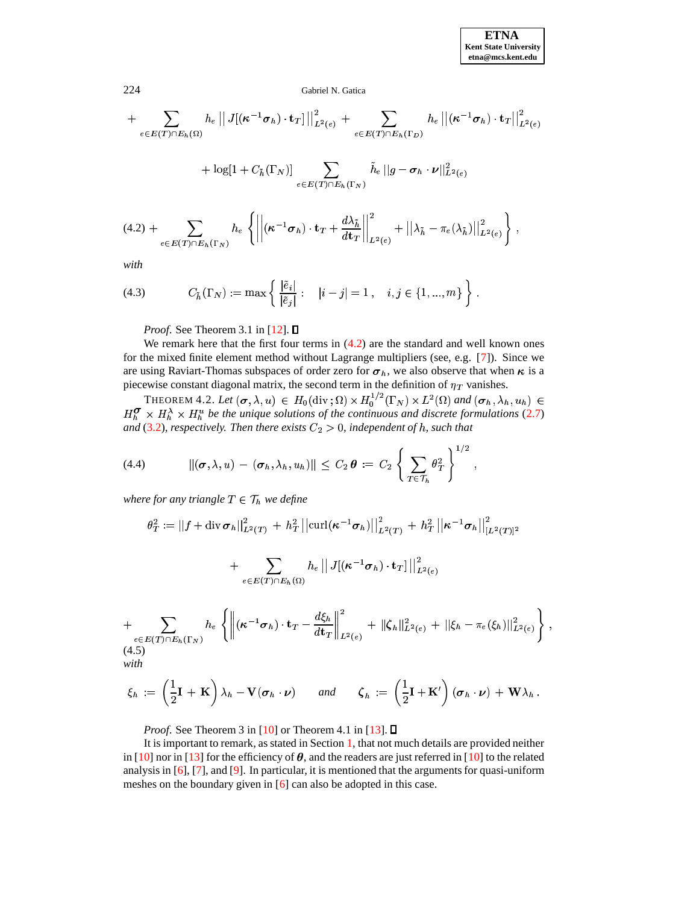$$
+ \sum_{e \in E(T) \cap E_h(\Omega)} h_e \left|\left| J[(\boldsymbol{\kappa}^{-1}\boldsymbol{\sigma}_h) \cdot \mathbf{t}_T] \right|\right|^2_{L^2(e)} + \sum_{e \in E(T) \cap E_h(\Gamma_D)} h_e \left|\left| (\boldsymbol{\kappa}^{-1}\boldsymbol{\sigma}_h) \cdot \mathbf{t}_T \right|\right|^2_{L^2(e)}
$$

$$
+ \log[1 + C_{\tilde{h}}(\Gamma_N)] \sum_{e \in E(T) \cap E_h(\Gamma_N)} \tilde{h}_e \, ||g - \boldsymbol{\sigma}_h \cdot \boldsymbol{\nu}||^2_{L^2(e)}
$$

$$
(4.2) + \sum_{e \in E(T) \cap E_h(\Gamma_N)} h_e \left\{ \left|\left| (\boldsymbol{\kappa}^{-1}\boldsymbol{\sigma}_h) \cdot \mathbf{t}_T + \frac{d\lambda_{\tilde{h}}}{d\mathbf{t}_T} \right|\right|^2_{L^2(e)} + \left|\left| \lambda_{\tilde{h}} - \pi_e(\lambda_{\tilde{h}}) \right|\right|^2_{L^2(e)} \right\},
$$

*with*

$$
(4.3) \qquad C_{\tilde{h}}(\Gamma_N) := \max \left\{ \frac{|\tilde{e}_i|}{|\tilde{e}_j|} : \quad |i - j| = 1, \quad i, j \in \{1, ..., m\} \right\}.
$$

*Proof.* See Theorem 3.1 in [12]. ☐

We remark here that the first four terms in (4.2) are the standard and well known ones for the mixed finite element method without Lagrange multipliers (see, e.g. [7]). Since we are using Raviart-Thomas subspaces of order zero for $\boldsymbol{\sigma}_h$, we also observe that when $\boldsymbol{\kappa}$ is a piecewise constant diagonal matrix, the second term in the definition of $\eta_T$ vanishes.

THEOREM 4.2. *Let* $(\boldsymbol{\sigma}, \lambda, u) \in H_0(\mathrm{div}\,; \Omega) \times H_0^{1/2}(\Gamma_N) \times L^2(\Omega)$ *and* $(\boldsymbol{\sigma}_h, \lambda_h, u_h) \in H_h^{\boldsymbol{\sigma}} \times H_h^{\lambda} \times H_h^u$ *be the unique solutions of the continuous and discrete formulations* (2.7) *and* (3.2)*, respectively. Then there exists* $C_2 > 0$*, independent of* $h$*, such that*

$$
(4.4) \qquad ||(\boldsymbol{\sigma}, \lambda, u) \, - \, (\boldsymbol{\sigma}_h, \lambda_h, u_h)|| \, \leq \, C_2 \, \boldsymbol{\theta} \, := \, C_2 \left\{ \sum_{T \in \mathcal{T}_h} \theta_T^2 \right\}^{1/2},
$$

*where for any triangle* $T \in \mathcal{T}_h$ *we define*

$$
\theta_T^2 := ||f + \mathrm{div}\, \boldsymbol{\sigma}_h||^2_{L^2(T)} \, + \, h_T^2 \left|\left| \mathrm{curl}(\boldsymbol{\kappa}^{-1}\boldsymbol{\sigma}_h) \right|\right|^2_{L^2(T)} \, + \, h_T^2 \left|\left| \boldsymbol{\kappa}^{-1}\boldsymbol{\sigma}_h \right|\right|^2_{[L^2(T)]^2}
$$

$$
+ \sum_{e \in E(T) \cap E_h(\Omega)} h_e \left|\left| J[(\boldsymbol{\kappa}^{-1}\boldsymbol{\sigma}_h) \cdot \mathbf{t}_T] \right|\right|^2_{L^2(e)}
$$

$$
(4.5) + \sum_{e \in E(T) \cap E_h(\Gamma_N)} h_e \left\{ \left\| (\boldsymbol{\kappa}^{-1}\boldsymbol{\sigma}_h) \cdot \mathbf{t}_T - \frac{d\xi_h}{d\mathbf{t}_T} \right\|^2_{L^2(e)} + \, ||\boldsymbol{\zeta}_h||^2_{L^2(e)} \, + \, ||\xi_h - \pi_e(\xi_h)||^2_{L^2(e)} \right\},
$$

*with*

$$
\xi_h \, := \, \left( \frac{1}{2}\mathbf{I} + \mathbf{K} \right) \lambda_h - \mathbf{V}(\boldsymbol{\sigma}_h \cdot \boldsymbol{\nu}) \qquad \textit{and} \qquad \boldsymbol{\zeta}_h \, := \, \left( \frac{1}{2}\mathbf{I} + \mathbf{K}' \right) (\boldsymbol{\sigma}_h \cdot \boldsymbol{\nu}) \, + \, \mathbf{W}\lambda_h \, .
$$

*Proof.* See Theorem 3 in [10] or Theorem 4.1 in [13]. ☐

It is important to remark, as stated in Section 1, that not much details are provided neither in [10] nor in [13] for the efficiency of $\boldsymbol{\theta}$, and the readers are just referred in [10] to the related analysis in [6], [7], and [9]. In particular, it is mentioned that the arguments for quasi-uniform meshes on the boundary given in [6] can also be adopted in this case.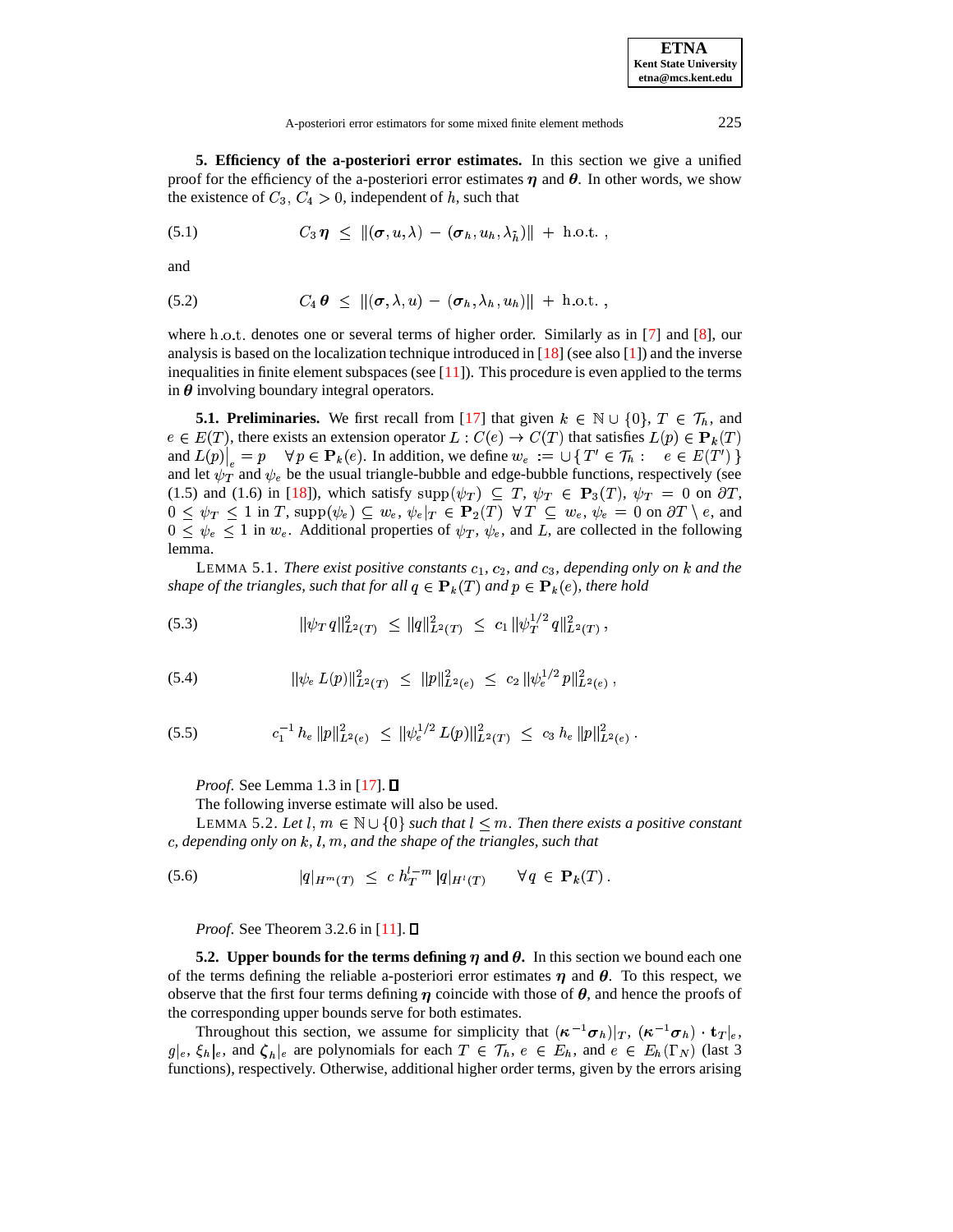**5. Efficiency of the a-posteriori error estimates.** In this section we give a unified proof for the efficiency of the a-posteriori error estimates $\boldsymbol{\eta}$ and $\boldsymbol{\theta}$. In other words, we show the existence of $C_3,\, C_4 > 0$, independent of $h$, such that

$$C_3\, \boldsymbol{\eta} \;\leq\; \|(\boldsymbol{\sigma}, u, \lambda) \,-\, (\boldsymbol{\sigma}_h, u_h, \lambda_{\tilde{h}})\| \;+\; \mathrm{h.o.t.}\,, \tag{5.1}$$

and

$$C_4\, \boldsymbol{\theta} \;\leq\; \|(\boldsymbol{\sigma}, \lambda, u) \,-\, (\boldsymbol{\sigma}_h, \lambda_h, u_h)\| \;+\; \mathrm{h.o.t.}\,, \tag{5.2}$$

where h.o.t. denotes one or several terms of higher order. Similarly as in [7] and [8], our analysis is based on the localization technique introduced in [18] (see also [1]) and the inverse inequalities in finite element subspaces (see [11]). This procedure is even applied to the terms in $\boldsymbol{\theta}$ involving boundary integral operators.

**5.1. Preliminaries.** We first recall from [17] that given $k \in \mathbb{N} \cup \{0\}$, $T \in \mathcal{T}_h$, and $e \in E(T)$, there exists an extension operator $L : C(e) \to C(T)$ that satisfies $L(p) \in \mathbf{P}_k(T)$ and $L(p)\big|_e = p \quad \forall\, p \in \mathbf{P}_k(e)$. In addition, we define $w_e := \cup \{\, T' \in \mathcal{T}_h : \quad e \in E(T') \,\}$ and let $\psi_T$ and $\psi_e$ be the usual triangle-bubble and edge-bubble functions, respectively (see (1.5) and (1.6) in [18]), which satisfy $\mathrm{supp}(\psi_T) \subseteq T$, $\psi_T \in \mathbf{P}_3(T)$, $\psi_T = 0$ on $\partial T$, $0 \leq \psi_T \leq 1$ in $T$, $\mathrm{supp}(\psi_e) \subseteq w_e$, $\psi_e|_T \in \mathbf{P}_2(T) \;\; \forall\, T \subseteq w_e$, $\psi_e = 0$ on $\partial T \setminus e$, and $0 \leq \psi_e \leq 1$ in $w_e$. Additional properties of $\psi_T$, $\psi_e$, and $L$, are collected in the following lemma.

LEMMA 5.1. *There exist positive constants $c_1$, $c_2$, and $c_3$, depending only on $k$ and the shape of the triangles, such that for all $q \in \mathbf{P}_k(T)$ and $p \in \mathbf{P}_k(e)$, there hold*

$$\|\psi_T\, q\|^2_{L^2(T)} \;\leq\; \|q\|^2_{L^2(T)} \;\leq\; c_1\, \|\psi_T^{1/2}\, q\|^2_{L^2(T)}\,, \tag{5.3}$$

$$\|\psi_e\, L(p)\|^2_{L^2(T)} \;\leq\; \|p\|^2_{L^2(e)} \;\leq\; c_2\, \|\psi_e^{1/2}\, p\|^2_{L^2(e)}\,, \tag{5.4}$$

$$c_1^{-1}\, h_e\, \|p\|^2_{L^2(e)} \;\leq\; \|\psi_e^{1/2}\, L(p)\|^2_{L^2(T)} \;\leq\; c_3\, h_e\, \|p\|^2_{L^2(e)}\,. \tag{5.5}$$

*Proof.* See Lemma 1.3 in [17]. ∎

The following inverse estimate will also be used.

LEMMA 5.2. *Let $l,\, m \in \mathbb{N} \cup \{0\}$ such that $l \leq m$. Then there exists a positive constant $c$, depending only on $k$, $l$, $m$, and the shape of the triangles, such that*

$$|q|_{H^m(T)} \;\leq\; c\; h_T^{l-m}\, |q|_{H^l(T)} \qquad \forall\, q \,\in\, \mathbf{P}_k(T)\,. \tag{5.6}$$

*Proof.* See Theorem 3.2.6 in [11]. ∎

**5.2. Upper bounds for the terms defining $\boldsymbol{\eta}$ and $\boldsymbol{\theta}$.** In this section we bound each one of the terms defining the reliable a-posteriori error estimates $\boldsymbol{\eta}$ and $\boldsymbol{\theta}$. To this respect, we observe that the first four terms defining $\boldsymbol{\eta}$ coincide with those of $\boldsymbol{\theta}$, and hence the proofs of the corresponding upper bounds serve for both estimates.

Throughout this section, we assume for simplicity that $(\boldsymbol{\kappa}^{-1}\boldsymbol{\sigma}_h)|_T$, $(\boldsymbol{\kappa}^{-1}\boldsymbol{\sigma}_h) \cdot \mathbf{t}_T|_e$, $g|_e$, $\xi_h|_e$, and $\boldsymbol{\zeta}_h|_e$ are polynomials for each $T \in \mathcal{T}_h$, $e \in E_h$, and $e \in E_h(\Gamma_N)$ (last 3 functions), respectively. Otherwise, additional higher order terms, given by the errors arising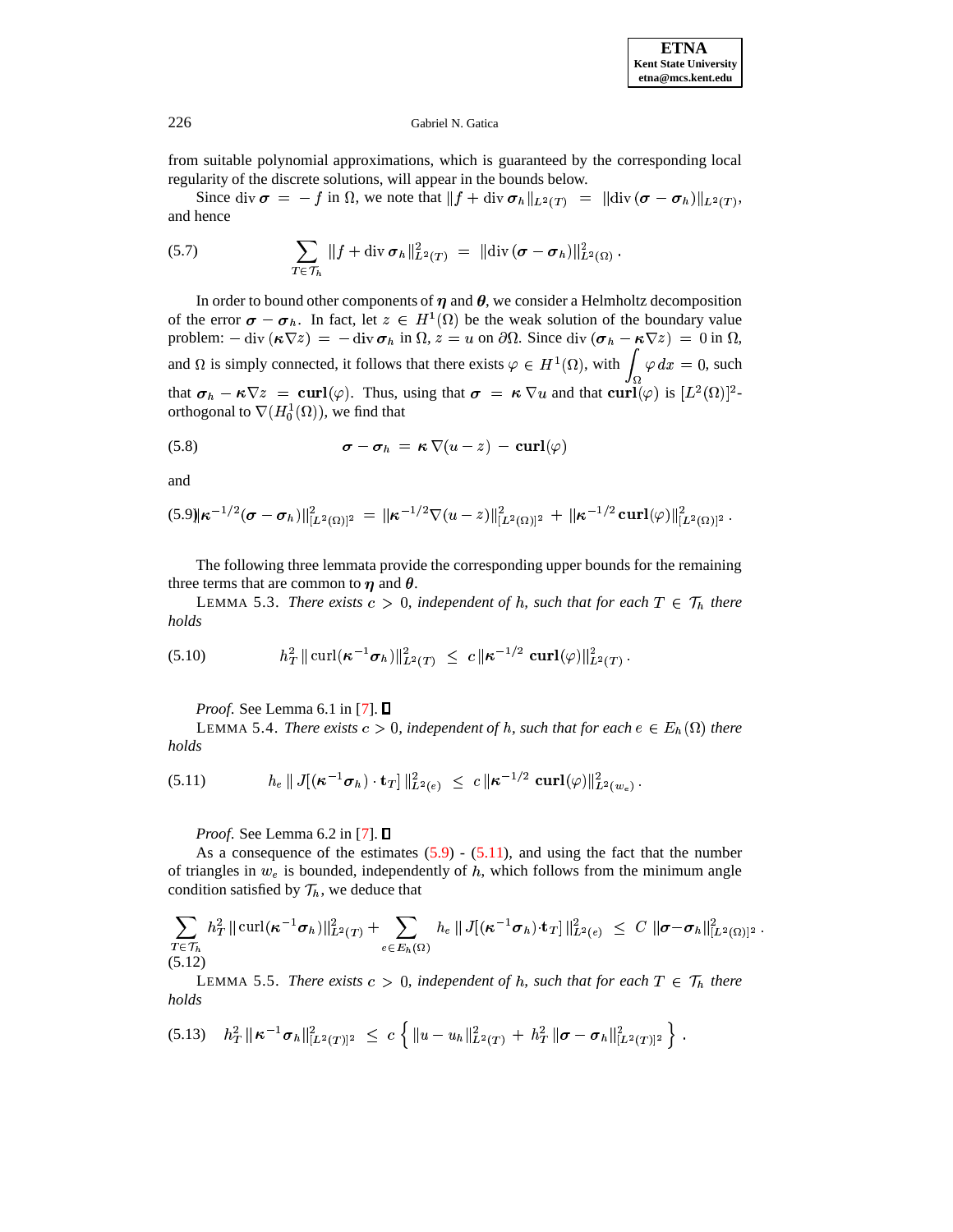from suitable polynomial approximations, which is guaranteed by the corresponding local regularity of the discrete solutions, will appear in the bounds below.

Since $\mathrm{div}\,\boldsymbol{\sigma} = -f$ in $\Omega$, we note that $\|f + \mathrm{div}\,\boldsymbol{\sigma}_h\|_{L^2(T)} = \|\mathrm{div}\,(\boldsymbol{\sigma} - \boldsymbol{\sigma}_h)\|_{L^2(T)}$, and hence

$$\sum_{T \in \mathcal{T}_h} \|f + \mathrm{div}\,\boldsymbol{\sigma}_h\|^2_{L^2(T)} = \|\mathrm{div}\,(\boldsymbol{\sigma} - \boldsymbol{\sigma}_h)\|^2_{L^2(\Omega)} . \tag{5.7}$$

In order to bound other components of $\boldsymbol{\eta}$ and $\boldsymbol{\theta}$, we consider a Helmholtz decomposition of the error $\boldsymbol{\sigma} - \boldsymbol{\sigma}_h$. In fact, let $z \in H^1(\Omega)$ be the weak solution of the boundary value problem: $-\,\mathrm{div}\,(\boldsymbol{\kappa}\nabla z) = -\,\mathrm{div}\,\boldsymbol{\sigma}_h$ in $\Omega$, $z = u$ on $\partial\Omega$. Since $\mathrm{div}\,(\boldsymbol{\sigma}_h - \boldsymbol{\kappa}\nabla z) = 0$ in $\Omega$, and $\Omega$ is simply connected, it follows that there exists $\varphi \in H^1(\Omega)$, with $\int_\Omega \varphi\, dx = 0$, such that $\boldsymbol{\sigma}_h - \boldsymbol{\kappa}\nabla z = \mathbf{curl}(\varphi)$. Thus, using that $\boldsymbol{\sigma} = \boldsymbol{\kappa}\,\nabla u$ and that $\mathbf{curl}(\varphi)$ is $[L^2(\Omega)]^2$-orthogonal to $\nabla(H^1_0(\Omega))$, we find that

$$\boldsymbol{\sigma} - \boldsymbol{\sigma}_h = \boldsymbol{\kappa}\,\nabla(u - z) - \mathbf{curl}(\varphi) \tag{5.8}$$

and

$$\|\boldsymbol{\kappa}^{-1/2}(\boldsymbol{\sigma} - \boldsymbol{\sigma}_h)\|^2_{[L^2(\Omega)]^2} = \|\boldsymbol{\kappa}^{-1/2}\nabla(u - z)\|^2_{[L^2(\Omega)]^2} + \|\boldsymbol{\kappa}^{-1/2}\,\mathbf{curl}(\varphi)\|^2_{[L^2(\Omega)]^2} . \tag{5.9}$$

The following three lemmata provide the corresponding upper bounds for the remaining three terms that are common to $\boldsymbol{\eta}$ and $\boldsymbol{\theta}$.

LEMMA 5.3. *There exists $c > 0$, independent of $h$, such that for each $T \in \mathcal{T}_h$ there holds*

$$h_T^2\,\|\,\mathrm{curl}(\boldsymbol{\kappa}^{-1}\boldsymbol{\sigma}_h)\|^2_{L^2(T)} \le c\,\|\boldsymbol{\kappa}^{-1/2}\,\mathbf{curl}(\varphi)\|^2_{L^2(T)} . \tag{5.10}$$

*Proof.* See Lemma 6.1 in [7]. ∎

LEMMA 5.4. *There exists $c > 0$, independent of $h$, such that for each $e \in E_h(\Omega)$ there holds*

$$h_e\,\|\,J[(\boldsymbol{\kappa}^{-1}\boldsymbol{\sigma}_h)\cdot\mathbf{t}_T]\,\|^2_{L^2(e)} \le c\,\|\boldsymbol{\kappa}^{-1/2}\,\mathbf{curl}(\varphi)\|^2_{L^2(w_e)} . \tag{5.11}$$

*Proof.* See Lemma 6.2 in [7]. ∎

As a consequence of the estimates (5.9) - (5.11), and using the fact that the number of triangles in $w_e$ is bounded, independently of $h$, which follows from the minimum angle condition satisfied by $\mathcal{T}_h$, we deduce that

$$\sum_{T \in \mathcal{T}_h} h_T^2\,\|\,\mathrm{curl}(\boldsymbol{\kappa}^{-1}\boldsymbol{\sigma}_h)\|^2_{L^2(T)} + \sum_{e \in E_h(\Omega)} h_e\,\|\,J[(\boldsymbol{\kappa}^{-1}\boldsymbol{\sigma}_h)\cdot\mathbf{t}_T]\,\|^2_{L^2(e)} \le C\,\|\boldsymbol{\sigma} - \boldsymbol{\sigma}_h\|^2_{[L^2(\Omega)]^2} . \tag{5.12}$$

LEMMA 5.5. *There exists $c > 0$, independent of $h$, such that for each $T \in \mathcal{T}_h$ there holds*

$$h_T^2\,\|\boldsymbol{\kappa}^{-1}\boldsymbol{\sigma}_h\|^2_{[L^2(T)]^2} \le c\,\left\{ \|u - u_h\|^2_{L^2(T)} + h_T^2\,\|\boldsymbol{\sigma} - \boldsymbol{\sigma}_h\|^2_{[L^2(T)]^2} \right\} . \tag{5.13}$$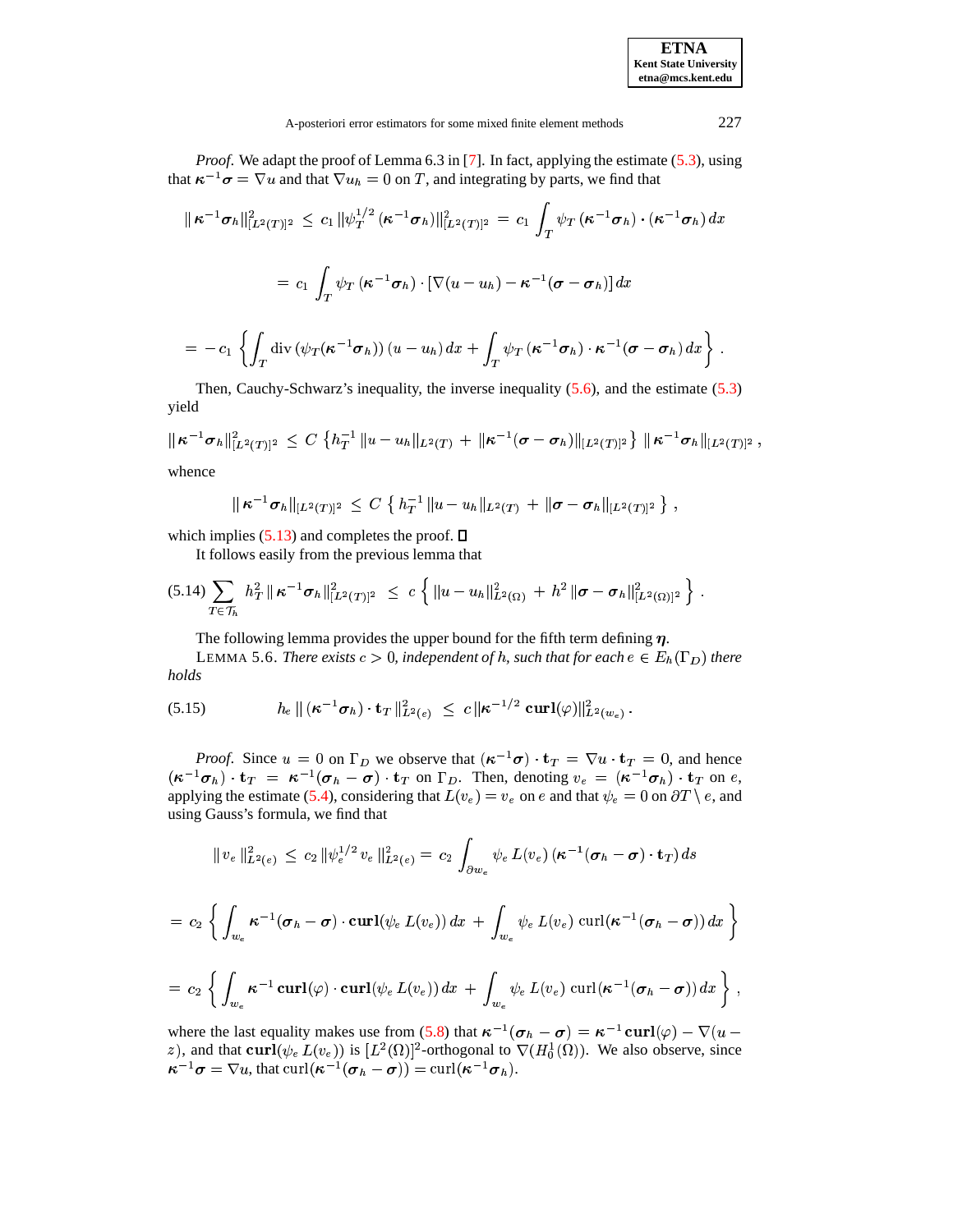*Proof.* We adapt the proof of Lemma 6.3 in [7]. In fact, applying the estimate (5.3), using that $\boldsymbol{\kappa}^{-1}\boldsymbol{\sigma} = \nabla u$ and that $\nabla u_h = 0$ on $T$, and integrating by parts, we find that

$$\|\boldsymbol{\kappa}^{-1}\boldsymbol{\sigma}_h\|^2_{[L^2(T)]^2} \le c_1 \|\psi_T^{1/2}(\boldsymbol{\kappa}^{-1}\boldsymbol{\sigma}_h)\|^2_{[L^2(T)]^2} = c_1 \int_T \psi_T(\boldsymbol{\kappa}^{-1}\boldsymbol{\sigma}_h)\cdot(\boldsymbol{\kappa}^{-1}\boldsymbol{\sigma}_h)\,dx$$

$$= c_1 \int_T \psi_T(\boldsymbol{\kappa}^{-1}\boldsymbol{\sigma}_h)\cdot[\nabla(u-u_h) - \boldsymbol{\kappa}^{-1}(\boldsymbol{\sigma}-\boldsymbol{\sigma}_h)]\,dx$$

$$= -c_1\left\{\int_T \operatorname{div}(\psi_T(\boldsymbol{\kappa}^{-1}\boldsymbol{\sigma}_h))\,(u-u_h)\,dx + \int_T \psi_T(\boldsymbol{\kappa}^{-1}\boldsymbol{\sigma}_h)\cdot\boldsymbol{\kappa}^{-1}(\boldsymbol{\sigma}-\boldsymbol{\sigma}_h)\,dx\right\}.$$

Then, Cauchy-Schwarz's inequality, the inverse inequality (5.6), and the estimate (5.3) yield

$$\|\boldsymbol{\kappa}^{-1}\boldsymbol{\sigma}_h\|^2_{[L^2(T)]^2} \le C\left\{h_T^{-1}\|u-u_h\|_{L^2(T)} + \|\boldsymbol{\kappa}^{-1}(\boldsymbol{\sigma}-\boldsymbol{\sigma}_h)\|_{[L^2(T)]^2}\right\}\|\boldsymbol{\kappa}^{-1}\boldsymbol{\sigma}_h\|_{[L^2(T)]^2},$$

whence

$$\|\boldsymbol{\kappa}^{-1}\boldsymbol{\sigma}_h\|_{[L^2(T)]^2} \le C\left\{h_T^{-1}\|u-u_h\|_{L^2(T)} + \|\boldsymbol{\sigma}-\boldsymbol{\sigma}_h\|_{[L^2(T)]^2}\right\},$$

which implies (5.13) and completes the proof. ∎

It follows easily from the previous lemma that

$$\text{(5.14)}\quad \sum_{T\in\mathcal{T}_h} h_T^2\|\boldsymbol{\kappa}^{-1}\boldsymbol{\sigma}_h\|^2_{[L^2(T)]^2} \le c\left\{\|u-u_h\|^2_{L^2(\Omega)} + h^2\|\boldsymbol{\sigma}-\boldsymbol{\sigma}_h\|^2_{[L^2(\Omega)]^2}\right\}.$$

The following lemma provides the upper bound for the fifth term defining $\boldsymbol{\eta}$.

LEMMA 5.6. *There exists $c > 0$, independent of $h$, such that for each $e \in E_h(\Gamma_D)$ there holds*

$$\text{(5.15)}\qquad h_e\|(\boldsymbol{\kappa}^{-1}\boldsymbol{\sigma}_h)\cdot\mathbf{t}_T\|^2_{L^2(e)} \le c\|\boldsymbol{\kappa}^{-1/2}\,\mathbf{curl}(\varphi)\|^2_{L^2(w_e)}.$$

*Proof.* Since $u = 0$ on $\Gamma_D$ we observe that $(\boldsymbol{\kappa}^{-1}\boldsymbol{\sigma})\cdot\mathbf{t}_T = \nabla u\cdot\mathbf{t}_T = 0$, and hence $(\boldsymbol{\kappa}^{-1}\boldsymbol{\sigma}_h)\cdot\mathbf{t}_T = \boldsymbol{\kappa}^{-1}(\boldsymbol{\sigma}_h-\boldsymbol{\sigma})\cdot\mathbf{t}_T$ on $\Gamma_D$. Then, denoting $v_e = (\boldsymbol{\kappa}^{-1}\boldsymbol{\sigma}_h)\cdot\mathbf{t}_T$ on $e$, applying the estimate (5.4), considering that $L(v_e) = v_e$ on $e$ and that $\psi_e = 0$ on $\partial T\setminus e$, and using Gauss's formula, we find that

$$\|v_e\|^2_{L^2(e)} \le c_2\|\psi_e^{1/2}v_e\|^2_{L^2(e)} = c_2\int_{\partial w_e}\psi_e\,L(v_e)\,(\boldsymbol{\kappa}^{-1}(\boldsymbol{\sigma}_h-\boldsymbol{\sigma})\cdot\mathbf{t}_T)\,ds$$

$$= c_2\left\{\int_{w_e}\boldsymbol{\kappa}^{-1}(\boldsymbol{\sigma}_h-\boldsymbol{\sigma})\cdot\mathbf{curl}(\psi_e\,L(v_e))\,dx + \int_{w_e}\psi_e\,L(v_e)\,\operatorname{curl}(\boldsymbol{\kappa}^{-1}(\boldsymbol{\sigma}_h-\boldsymbol{\sigma}))\,dx\right\}$$

$$= c_2\left\{\int_{w_e}\boldsymbol{\kappa}^{-1}\,\mathbf{curl}(\varphi)\cdot\mathbf{curl}(\psi_e\,L(v_e))\,dx + \int_{w_e}\psi_e\,L(v_e)\,\operatorname{curl}(\boldsymbol{\kappa}^{-1}(\boldsymbol{\sigma}_h-\boldsymbol{\sigma}))\,dx\right\},$$

where the last equality makes use from (5.8) that $\boldsymbol{\kappa}^{-1}(\boldsymbol{\sigma}_h-\boldsymbol{\sigma}) = \boldsymbol{\kappa}^{-1}\,\mathbf{curl}(\varphi) - \nabla(u-z)$, and that $\mathbf{curl}(\psi_e\,L(v_e))$ is $[L^2(\Omega)]^2$-orthogonal to $\nabla(H_0^1(\Omega))$. We also observe, since $\boldsymbol{\kappa}^{-1}\boldsymbol{\sigma} = \nabla u$, that $\operatorname{curl}(\boldsymbol{\kappa}^{-1}(\boldsymbol{\sigma}_h-\boldsymbol{\sigma})) = \operatorname{curl}(\boldsymbol{\kappa}^{-1}\boldsymbol{\sigma}_h)$.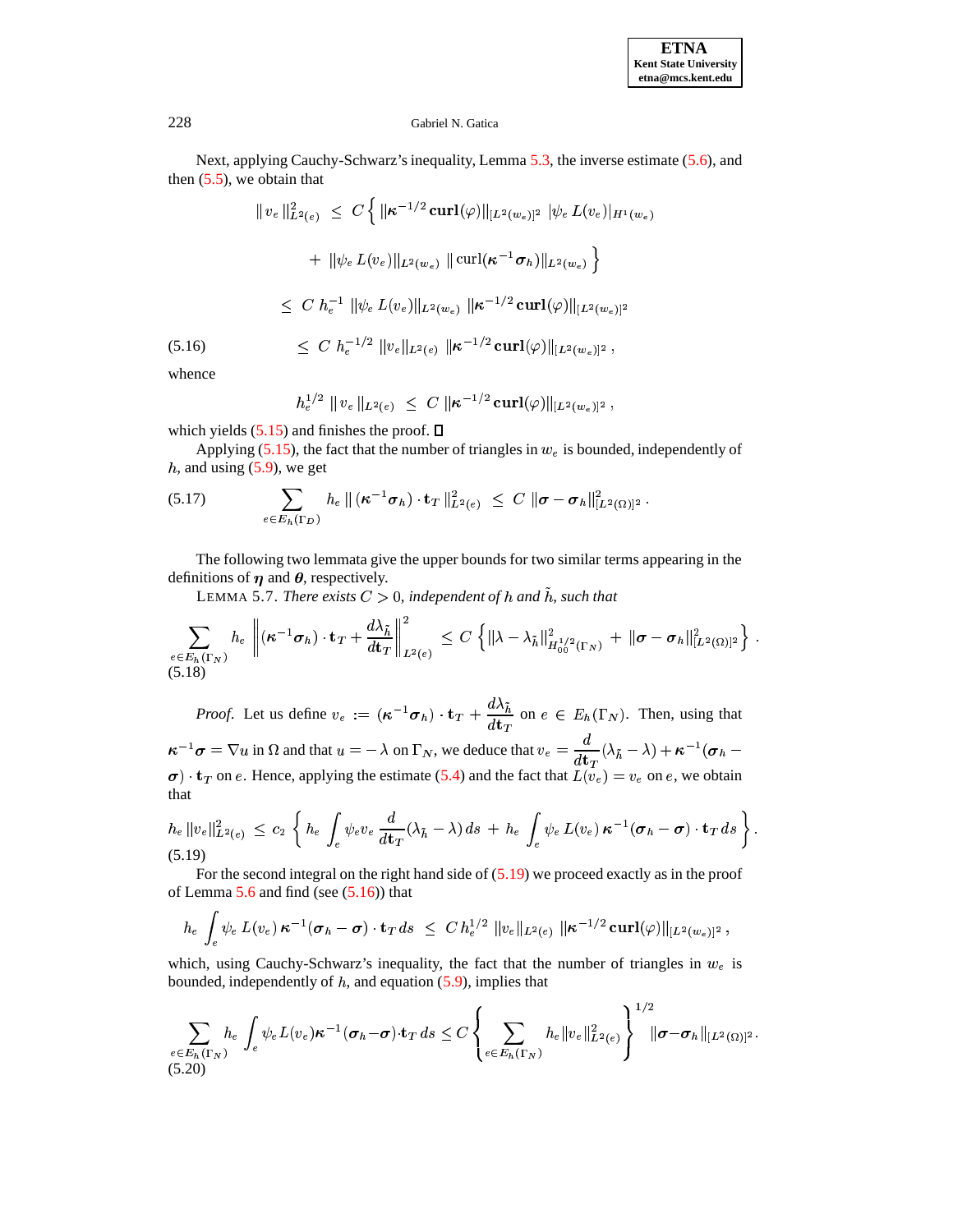Next, applying Cauchy-Schwarz's inequality, Lemma 5.3, the inverse estimate (5.6), and then (5.5), we obtain that

$$
\begin{aligned}
\| v_e \|^2_{L^2(e)} \;&\leq\; C \Big\{ \|\boldsymbol{\kappa}^{-1/2}\, \mathbf{curl}(\varphi)\|_{[L^2(w_e)]^2} \; |\psi_e\, L(v_e)|_{H^1(w_e)} \\
&\qquad + \; \|\psi_e\, L(v_e)\|_{L^2(w_e)} \; \| \operatorname{curl}(\boldsymbol{\kappa}^{-1} \boldsymbol{\sigma}_h)\|_{L^2(w_e)} \Big\} \\
&\leq\; C\; h_e^{-1} \; \|\psi_e\, L(v_e)\|_{L^2(w_e)} \; \|\boldsymbol{\kappa}^{-1/2}\, \mathbf{curl}(\varphi)\|_{[L^2(w_e)]^2} \\
&\leq\; C\; h_e^{-1/2}\; \|v_e\|_{L^2(e)} \; \|\boldsymbol{\kappa}^{-1/2}\, \mathbf{curl}(\varphi)\|_{[L^2(w_e)]^2}\,, \qquad (5.16)
\end{aligned}
$$

whence

$$
h_e^{1/2}\; \| v_e \|_{L^2(e)} \;\leq\; C\; \|\boldsymbol{\kappa}^{-1/2}\, \mathbf{curl}(\varphi)\|_{[L^2(w_e)]^2}\,,
$$

which yields (5.15) and finishes the proof. ☐

Applying (5.15), the fact that the number of triangles in $w_e$ is bounded, independently of $h$, and using (5.9), we get

$$
\sum_{e \in E_h(\Gamma_D)} h_e \, \| \, (\boldsymbol{\kappa}^{-1} \boldsymbol{\sigma}_h) \cdot \mathbf{t}_T \, \|^2_{L^2(e)} \;\leq\; C \; \|\boldsymbol{\sigma} - \boldsymbol{\sigma}_h\|^2_{[L^2(\Omega)]^2}\,. \tag{5.17}
$$

The following two lemmata give the upper bounds for two similar terms appearing in the definitions of $\boldsymbol{\eta}$ and $\boldsymbol{\theta}$, respectively.

LEMMA 5.7. *There exists $C > 0$, independent of $h$ and $\tilde{h}$, such that*

$$
\sum_{e \in E_h(\Gamma_N)} h_e \, \left\| (\boldsymbol{\kappa}^{-1} \boldsymbol{\sigma}_h) \cdot \mathbf{t}_T + \frac{d \lambda_{\tilde{h}}}{d \mathbf{t}_T} \right\|^2_{L^2(e)} \;\leq\; C \left\{ \|\lambda - \lambda_{\tilde{h}}\|^2_{H^{1/2}_{00}(\Gamma_N)} \, + \, \|\boldsymbol{\sigma} - \boldsymbol{\sigma}_h\|^2_{[L^2(\Omega)]^2} \right\}. \tag{5.18}
$$

*Proof.* Let us define $v_e \;:=\; (\boldsymbol{\kappa}^{-1} \boldsymbol{\sigma}_h) \cdot \mathbf{t}_T + \dfrac{d \lambda_{\tilde{h}}}{d \mathbf{t}_T}$ on $e \,\in\, E_h(\Gamma_N)$. Then, using that $\boldsymbol{\kappa}^{-1} \boldsymbol{\sigma} = \nabla u$ in $\Omega$ and that $u = -\,\lambda$ on $\Gamma_N$, we deduce that $v_e = \dfrac{d}{d \mathbf{t}_T} (\lambda_{\tilde{h}} - \lambda) + \boldsymbol{\kappa}^{-1} (\boldsymbol{\sigma}_h - \boldsymbol{\sigma}) \cdot \mathbf{t}_T$ on $e$. Hence, applying the estimate (5.4) and the fact that $L(v_e) = v_e$ on $e$, we obtain that

$$
h_e \, \|v_e\|^2_{L^2(e)} \;\leq\; c_2 \, \left\{ \, h_e \, \int_e \psi_e v_e \, \frac{d}{d \mathbf{t}_T} (\lambda_{\tilde{h}} - \lambda) \, ds \; + \; h_e \, \int_e \psi_e \, L(v_e) \, \boldsymbol{\kappa}^{-1} (\boldsymbol{\sigma}_h - \boldsymbol{\sigma}) \cdot \mathbf{t}_T \, ds \right\}. \tag{5.19}
$$

For the second integral on the right hand side of (5.19) we proceed exactly as in the proof of Lemma 5.6 and find (see (5.16)) that

$$
h_e \int_e \psi_e \; L(v_e) \, \boldsymbol{\kappa}^{-1} (\boldsymbol{\sigma}_h - \boldsymbol{\sigma}) \cdot \mathbf{t}_T \, ds \;\leq\; C \, h_e^{1/2} \; \|v_e\|_{L^2(e)} \; \|\boldsymbol{\kappa}^{-1/2}\, \mathbf{curl}(\varphi)\|_{[L^2(w_e)]^2}\,,
$$

which, using Cauchy-Schwarz's inequality, the fact that the number of triangles in $w_e$ is bounded, independently of $h$, and equation (5.9), implies that

$$
\sum_{e \in E_h(\Gamma_N)} h_e \int_e \psi_e \, L(v_e) \boldsymbol{\kappa}^{-1} (\boldsymbol{\sigma}_h - \boldsymbol{\sigma}) \cdot \mathbf{t}_T \, ds \leq C \left\{ \sum_{e \in E_h(\Gamma_N)} h_e \|v_e\|^2_{L^2(e)} \right\}^{1/2} \|\boldsymbol{\sigma} - \boldsymbol{\sigma}_h\|_{[L^2(\Omega)]^2}\,. \tag{5.20}
$$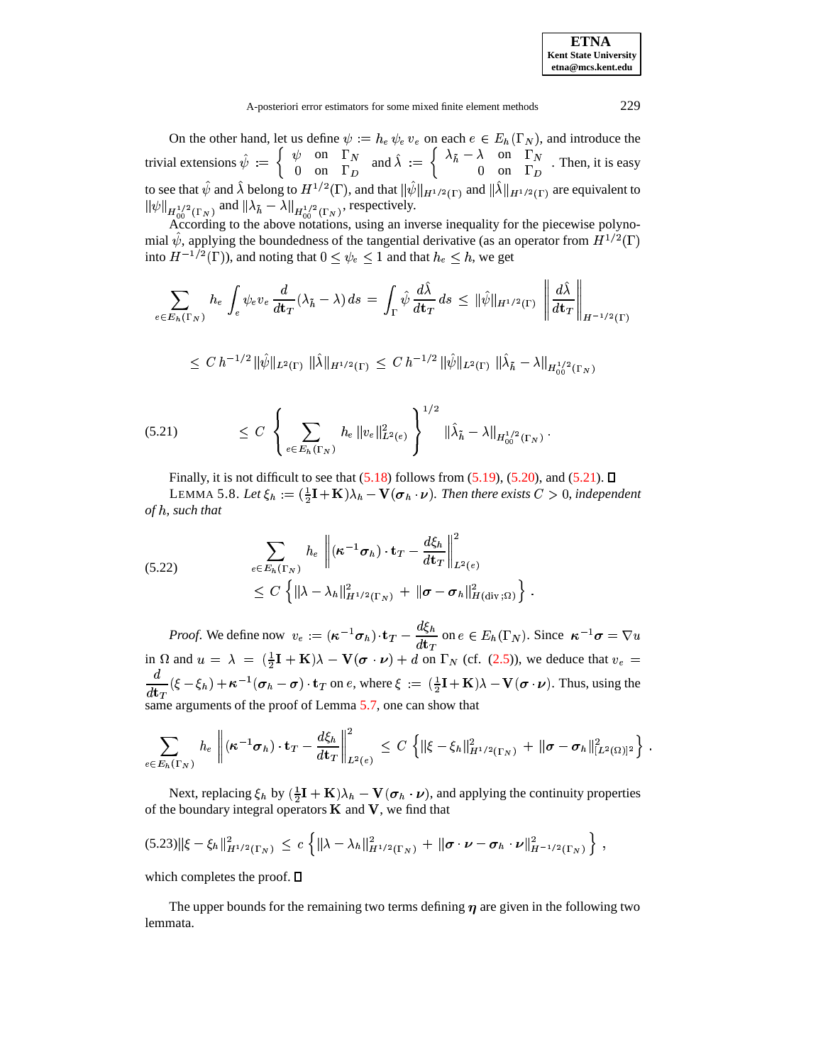On the other hand, let us define $\psi := h_e\, \psi_e\, v_e$ on each $e \in E_h(\Gamma_N)$, and introduce the trivial extensions $\hat{\psi} := \begin{cases} \psi & \text{on} \quad \Gamma_N \\ 0 & \text{on} \quad \Gamma_D \end{cases}$ and $\hat{\lambda} := \begin{cases} \lambda_{\tilde{h}} - \lambda & \text{on} \quad \Gamma_N \\ 0 & \text{on} \quad \Gamma_D \end{cases}$. Then, it is easy to see that $\hat{\psi}$ and $\hat{\lambda}$ belong to $H^{1/2}(\Gamma)$, and that $\|\hat{\psi}\|_{H^{1/2}(\Gamma)}$ and $\|\hat{\lambda}\|_{H^{1/2}(\Gamma)}$ are equivalent to $\|\psi\|_{H^{1/2}_{00}(\Gamma_N)}$ and $\|\lambda_{\tilde{h}} - \lambda\|_{H^{1/2}_{00}(\Gamma_N)}$, respectively.

According to the above notations, using an inverse inequality for the piecewise polynomial $\hat{\psi}$, applying the boundedness of the tangential derivative (as an operator from $H^{1/2}(\Gamma)$ into $H^{-1/2}(\Gamma)$), and noting that $0 \le \psi_e \le 1$ and that $h_e \le h$, we get

$$\sum_{e \in E_h(\Gamma_N)} h_e \int_e \psi_e v_e \, \frac{d}{d\mathbf{t}_T}(\lambda_{\tilde{h}} - \lambda)\, ds \;=\; \int_\Gamma \hat{\psi}\, \frac{d\hat{\lambda}}{d\mathbf{t}_T}\, ds \;\le\; \|\hat{\psi}\|_{H^{1/2}(\Gamma)} \left\| \frac{d\hat{\lambda}}{d\mathbf{t}_T} \right\|_{H^{-1/2}(\Gamma)}$$

$$\le\; C\, h^{-1/2}\, \|\hat{\psi}\|_{L^2(\Gamma)}\, \|\hat{\lambda}\|_{H^{1/2}(\Gamma)} \;\le\; C\, h^{-1/2}\, \|\hat{\psi}\|_{L^2(\Gamma)}\, \|\hat{\lambda}_{\tilde{h}} - \lambda\|_{H^{1/2}_{00}(\Gamma_N)}$$

$$\le\; C \left\{ \sum_{e \in E_h(\Gamma_N)} h_e\, \|v_e\|^2_{L^2(e)} \right\}^{1/2} \|\hat{\lambda}_{\tilde{h}} - \lambda\|_{H^{1/2}_{00}(\Gamma_N)}\,. \tag{5.21}$$

Finally, it is not difficult to see that (5.18) follows from (5.19), (5.20), and (5.21). ∎

LEMMA 5.8. *Let $\xi_h := (\frac{1}{2}\mathbf{I} + \mathbf{K})\lambda_h - \mathbf{V}(\boldsymbol{\sigma}_h \cdot \boldsymbol{\nu})$. Then there exists $C > 0$, independent of $h$, such that*

$$\sum_{e \in E_h(\Gamma_N)} h_e \left\| (\boldsymbol{\kappa}^{-1}\boldsymbol{\sigma}_h) \cdot \mathbf{t}_T - \frac{d\xi_h}{d\mathbf{t}_T} \right\|^2_{L^2(e)} \le C \left\{ \|\lambda - \lambda_h\|^2_{H^{1/2}(\Gamma_N)} + \|\boldsymbol{\sigma} - \boldsymbol{\sigma}_h\|^2_{H(\mathrm{div};\Omega)} \right\}. \tag{5.22}$$

*Proof.* We define now $v_e := (\boldsymbol{\kappa}^{-1}\boldsymbol{\sigma}_h) \cdot \mathbf{t}_T - \dfrac{d\xi_h}{d\mathbf{t}_T}$ on $e \in E_h(\Gamma_N)$. Since $\boldsymbol{\kappa}^{-1}\boldsymbol{\sigma} = \nabla u$ in $\Omega$ and $u = \lambda = (\frac{1}{2}\mathbf{I} + \mathbf{K})\lambda - \mathbf{V}(\boldsymbol{\sigma} \cdot \boldsymbol{\nu}) + d$ on $\Gamma_N$ (cf. (2.5)), we deduce that $v_e = \dfrac{d}{d\mathbf{t}_T}(\xi - \xi_h) + \boldsymbol{\kappa}^{-1}(\boldsymbol{\sigma}_h - \boldsymbol{\sigma}) \cdot \mathbf{t}_T$ on $e$, where $\xi := (\frac{1}{2}\mathbf{I} + \mathbf{K})\lambda - \mathbf{V}(\boldsymbol{\sigma} \cdot \boldsymbol{\nu})$. Thus, using the same arguments of the proof of Lemma 5.7, one can show that

$$\sum_{e \in E_h(\Gamma_N)} h_e \left\| (\boldsymbol{\kappa}^{-1}\boldsymbol{\sigma}_h) \cdot \mathbf{t}_T - \frac{d\xi_h}{d\mathbf{t}_T} \right\|^2_{L^2(e)} \le C \left\{ \|\xi - \xi_h\|^2_{H^{1/2}(\Gamma_N)} + \|\boldsymbol{\sigma} - \boldsymbol{\sigma}_h\|^2_{[L^2(\Omega)]^2} \right\}.$$

Next, replacing $\xi_h$ by $(\frac{1}{2}\mathbf{I} + \mathbf{K})\lambda_h - \mathbf{V}(\boldsymbol{\sigma}_h \cdot \boldsymbol{\nu})$, and applying the continuity properties of the boundary integral operators $\mathbf{K}$ and $\mathbf{V}$, we find that

$$\|\xi - \xi_h\|^2_{H^{1/2}(\Gamma_N)} \le c \left\{ \|\lambda - \lambda_h\|^2_{H^{1/2}(\Gamma_N)} + \|\boldsymbol{\sigma} \cdot \boldsymbol{\nu} - \boldsymbol{\sigma}_h \cdot \boldsymbol{\nu}\|^2_{H^{-1/2}(\Gamma_N)} \right\}, \tag{5.23}$$

which completes the proof. ∎

The upper bounds for the remaining two terms defining $\boldsymbol{\eta}$ are given in the following two lemmata.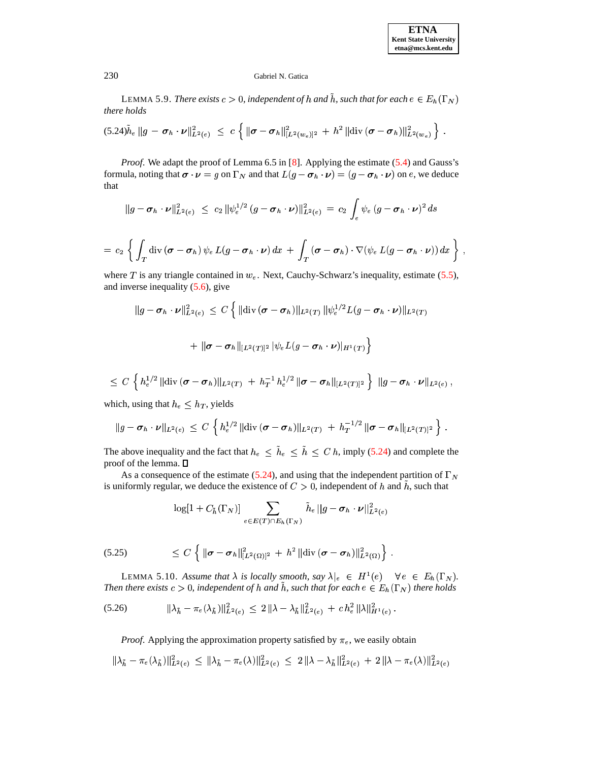LEMMA 5.9. *There exists $c > 0$, independent of $h$ and $\tilde{h}$, such that for each $e \in E_h(\Gamma_N)$ there holds*

$$
\tilde{h}_e \, \|g - \boldsymbol{\sigma}_h \cdot \boldsymbol{\nu}\|^2_{L^2(e)} \;\le\; c \left\{ \|\boldsymbol{\sigma} - \boldsymbol{\sigma}_h\|^2_{[L^2(w_e)]^2} \,+\, h^2 \, \|\text{div}\,(\boldsymbol{\sigma} - \boldsymbol{\sigma}_h)\|^2_{L^2(w_e)} \right\} . \tag{5.24}
$$

*Proof.* We adapt the proof of Lemma 6.5 in [8]. Applying the estimate (5.4) and Gauss's formula, noting that $\boldsymbol{\sigma} \cdot \boldsymbol{\nu} = g$ on $\Gamma_N$ and that $L(g - \boldsymbol{\sigma}_h \cdot \boldsymbol{\nu}) = (g - \boldsymbol{\sigma}_h \cdot \boldsymbol{\nu})$ on $e$, we deduce that

$$
\|g - \boldsymbol{\sigma}_h \cdot \boldsymbol{\nu}\|^2_{L^2(e)} \;\le\; c_2 \, \|\psi_e^{1/2} \, (g - \boldsymbol{\sigma}_h \cdot \boldsymbol{\nu})\|^2_{L^2(e)} \;=\; c_2 \int_e \psi_e \, (g - \boldsymbol{\sigma}_h \cdot \boldsymbol{\nu})^2 \, ds
$$

$$
= \; c_2 \left\{ \int_T \text{div}\,(\boldsymbol{\sigma} - \boldsymbol{\sigma}_h) \, \psi_e \, L(g - \boldsymbol{\sigma}_h \cdot \boldsymbol{\nu}) \, dx \;+\; \int_T (\boldsymbol{\sigma} - \boldsymbol{\sigma}_h) \cdot \nabla(\psi_e \, L(g - \boldsymbol{\sigma}_h \cdot \boldsymbol{\nu})) \, dx \right\} ,
$$

where $T$ is any triangle contained in $w_e$. Next, Cauchy-Schwarz's inequality, estimate (5.5), and inverse inequality (5.6), give

$$
\|g - \boldsymbol{\sigma}_h \cdot \boldsymbol{\nu}\|^2_{L^2(e)} \;\le\; C \left\{ \|\text{div}\,(\boldsymbol{\sigma} - \boldsymbol{\sigma}_h)\|_{L^2(T)} \, \|\psi_e^{1/2} L(g - \boldsymbol{\sigma}_h \cdot \boldsymbol{\nu})\|_{L^2(T)} \right.
$$

$$
\left. + \; \|\boldsymbol{\sigma} - \boldsymbol{\sigma}_h\|_{[L^2(T)]^2} \, |\psi_e L(g - \boldsymbol{\sigma}_h \cdot \boldsymbol{\nu})|_{H^1(T)} \right\}
$$

$$
\le \; C \left\{ h_e^{1/2} \, \|\text{div}\,(\boldsymbol{\sigma} - \boldsymbol{\sigma}_h)\|_{L^2(T)} \;+\; h_T^{-1} \, h_e^{1/2} \, \|\boldsymbol{\sigma} - \boldsymbol{\sigma}_h\|_{[L^2(T)]^2} \right\} \; \|g - \boldsymbol{\sigma}_h \cdot \boldsymbol{\nu}\|_{L^2(e)} \, ,
$$

which, using that $h_e \le h_T$, yields

$$
\|g - \boldsymbol{\sigma}_h \cdot \boldsymbol{\nu}\|_{L^2(e)} \;\le\; C \left\{ h_e^{1/2} \, \|\text{div}\,(\boldsymbol{\sigma} - \boldsymbol{\sigma}_h)\|_{L^2(T)} \;+\; h_T^{-1/2} \, \|\boldsymbol{\sigma} - \boldsymbol{\sigma}_h\|_{[L^2(T)]^2} \right\} .
$$

The above inequality and the fact that $h_e \le \tilde{h}_e \le \tilde{h} \le C\, h$, imply (5.24) and complete the proof of the lemma. □

As a consequence of the estimate (5.24), and using that the independent partition of $\Gamma_N$ is uniformly regular, we deduce the existence of $C > 0$, independent of $h$ and $\tilde{h}$, such that

$$
\log[1 + C_{\tilde{h}}(\Gamma_N)] \sum_{e \in E(T) \cap E_h(\Gamma_N)} \tilde{h}_e \, \|g - \boldsymbol{\sigma}_h \cdot \boldsymbol{\nu}\|^2_{L^2(e)}
$$

$$
\le \; C \left\{ \|\boldsymbol{\sigma} - \boldsymbol{\sigma}_h\|^2_{[L^2(\Omega)]^2} \;+\; h^2 \, \|\text{div}\,(\boldsymbol{\sigma} - \boldsymbol{\sigma}_h)\|^2_{L^2(\Omega)} \right\} . \tag{5.25}
$$

LEMMA 5.10. *Assume that $\lambda$ is locally smooth, say $\lambda|_e \in H^1(e) \quad \forall e \in E_h(\Gamma_N)$. Then there exists $c > 0$, independent of $h$ and $\tilde{h}$, such that for each $e \in E_h(\Gamma_N)$ there holds*

$$
\|\lambda_{\tilde{h}} - \pi_e(\lambda_{\tilde{h}})\|^2_{L^2(e)} \;\le\; 2 \, \|\lambda - \lambda_{\tilde{h}}\|^2_{L^2(e)} \;+\; c \, h_e^2 \, \|\lambda\|^2_{H^1(e)} \, . \tag{5.26}
$$

*Proof.* Applying the approximation property satisfied by $\pi_e$, we easily obtain

$$
\|\lambda_{\tilde{h}} - \pi_e(\lambda_{\tilde{h}})\|^2_{L^2(e)} \;\le\; \|\lambda_{\tilde{h}} - \pi_e(\lambda)\|^2_{L^2(e)} \;\le\; 2 \, \|\lambda - \lambda_{\tilde{h}}\|^2_{L^2(e)} \;+\; 2 \, \|\lambda - \pi_e(\lambda)\|^2_{L^2(e)}
$$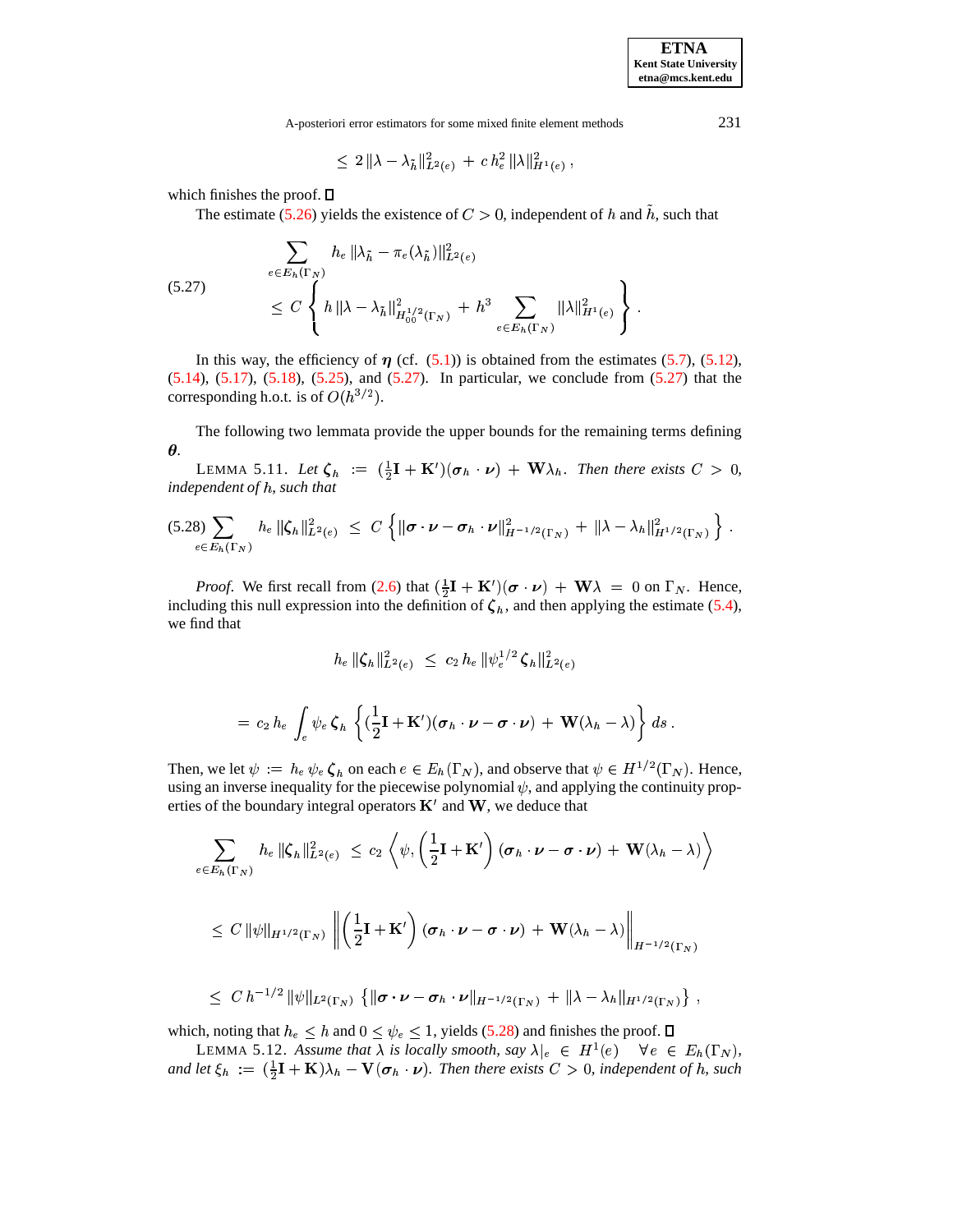$$\leq \, 2 \, \|\lambda - \lambda_{\tilde h}\|^2_{L^2(e)} \, + \, c \, h_e^2 \, \|\lambda\|^2_{H^1(e)} \,,$$

which finishes the proof. □

The estimate (5.26) yields the existence of $C > 0$, independent of $h$ and $\tilde h$, such that

$$\tag{5.27} \begin{aligned} &\sum_{e \in E_h(\Gamma_N)} h_e \, \|\lambda_{\tilde h} - \pi_e(\lambda_{\tilde h})\|^2_{L^2(e)} \\ &\leq \, C \left\{ h \, \|\lambda - \lambda_{\tilde h}\|^2_{H^{1/2}_{00}(\Gamma_N)} \, + \, h^3 \sum_{e \in E_h(\Gamma_N)} \|\lambda\|^2_{H^1(e)} \right\} . \end{aligned}$$

In this way, the efficiency of $\boldsymbol{\eta}$ (cf. (5.1)) is obtained from the estimates (5.7), (5.12), (5.14), (5.17), (5.18), (5.25), and (5.27). In particular, we conclude from (5.27) that the corresponding h.o.t. is of $O(h^{3/2})$.

The following two lemmata provide the upper bounds for the remaining terms defining $\boldsymbol{\theta}$.

LEMMA 5.11. *Let* $\boldsymbol{\zeta}_h \, := \, (\frac{1}{2}\mathbf{I} + \mathbf{K}')(\boldsymbol{\sigma}_h \cdot \boldsymbol{\nu}) \, + \, \mathbf{W}\lambda_h$. *Then there exists* $C > 0$, *independent of* $h$, *such that*

$$\tag{5.28} \sum_{e \in E_h(\Gamma_N)} h_e \, \|\boldsymbol{\zeta}_h\|^2_{L^2(e)} \, \leq \, C \left\{ \|\boldsymbol{\sigma} \cdot \boldsymbol{\nu} - \boldsymbol{\sigma}_h \cdot \boldsymbol{\nu}\|^2_{H^{-1/2}(\Gamma_N)} \, + \, \|\lambda - \lambda_h\|^2_{H^{1/2}(\Gamma_N)} \right\} .$$

*Proof.* We first recall from (2.6) that $(\frac{1}{2}\mathbf{I} + \mathbf{K}')(\boldsymbol{\sigma} \cdot \boldsymbol{\nu}) \, + \, \mathbf{W}\lambda \, = \, 0$ on $\Gamma_N$. Hence, including this null expression into the definition of $\boldsymbol{\zeta}_h$, and then applying the estimate (5.4), we find that

$$h_e \, \|\boldsymbol{\zeta}_h\|^2_{L^2(e)} \, \leq \, c_2 \, h_e \, \|\psi_e^{1/2} \, \boldsymbol{\zeta}_h\|^2_{L^2(e)}$$

$$= \, c_2 \, h_e \int_e \psi_e \, \boldsymbol{\zeta}_h \, \left\{ (\frac{1}{2}\mathbf{I} + \mathbf{K}')(\boldsymbol{\sigma}_h \cdot \boldsymbol{\nu} - \boldsymbol{\sigma} \cdot \boldsymbol{\nu}) \, + \, \mathbf{W}(\lambda_h - \lambda) \right\} ds \, .$$

Then, we let $\psi \, := \, h_e \, \psi_e \, \boldsymbol{\zeta}_h$ on each $e \in E_h(\Gamma_N)$, and observe that $\psi \in H^{1/2}(\Gamma_N)$. Hence, using an inverse inequality for the piecewise polynomial $\psi$, and applying the continuity properties of the boundary integral operators $\mathbf{K}'$ and $\mathbf{W}$, we deduce that

$$\sum_{e \in E_h(\Gamma_N)} h_e \, \|\boldsymbol{\zeta}_h\|^2_{L^2(e)} \, \leq \, c_2 \left\langle \psi, \left(\frac{1}{2}\mathbf{I} + \mathbf{K}'\right)(\boldsymbol{\sigma}_h \cdot \boldsymbol{\nu} - \boldsymbol{\sigma} \cdot \boldsymbol{\nu}) \, + \, \mathbf{W}(\lambda_h - \lambda) \right\rangle$$

$$\leq \, C \, \|\psi\|_{H^{1/2}(\Gamma_N)} \left\| \left(\frac{1}{2}\mathbf{I} + \mathbf{K}'\right)(\boldsymbol{\sigma}_h \cdot \boldsymbol{\nu} - \boldsymbol{\sigma} \cdot \boldsymbol{\nu}) \, + \, \mathbf{W}(\lambda_h - \lambda) \right\|_{H^{-1/2}(\Gamma_N)}$$

$$\leq \, C \, h^{-1/2} \, \|\psi\|_{L^2(\Gamma_N)} \, \left\{ \|\boldsymbol{\sigma} \cdot \boldsymbol{\nu} - \boldsymbol{\sigma}_h \cdot \boldsymbol{\nu}\|_{H^{-1/2}(\Gamma_N)} \, + \, \|\lambda - \lambda_h\|_{H^{1/2}(\Gamma_N)} \right\} ,$$

which, noting that $h_e \leq h$ and $0 \leq \psi_e \leq 1$, yields (5.28) and finishes the proof. □

LEMMA 5.12. *Assume that* $\lambda$ *is locally smooth, say* $\lambda|_e \, \in \, H^1(e) \quad \forall e \, \in \, E_h(\Gamma_N)$, *and let* $\xi_h \, := \, (\frac{1}{2}\mathbf{I} + \mathbf{K})\lambda_h - \mathbf{V}(\boldsymbol{\sigma}_h \cdot \boldsymbol{\nu})$. *Then there exists* $C > 0$, *independent of* $h$, *such*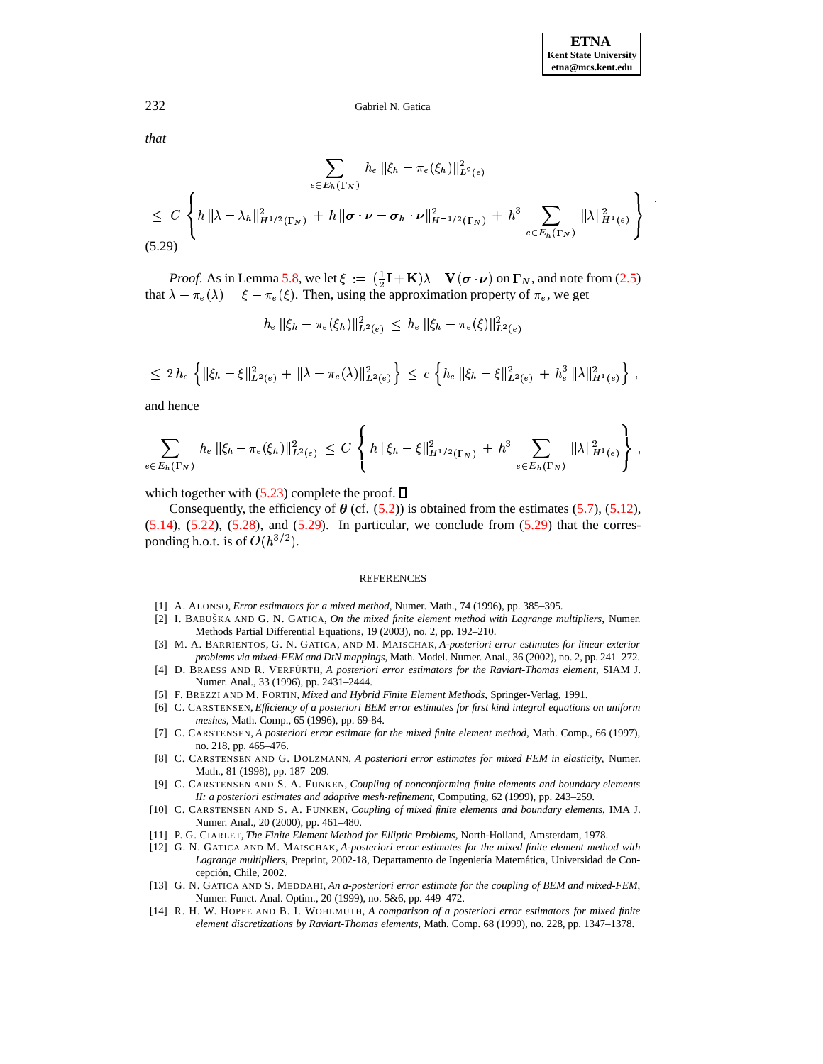*that*

$$\sum_{e\in E_h(\Gamma_N)} h_e\,\|\xi_h - \pi_e(\xi_h)\|^2_{L^2(e)}$$

$$\leq\; C\,\left\{ h\,\|\lambda - \lambda_h\|^2_{H^{1/2}(\Gamma_N)} \,+\, h\,\|\boldsymbol{\sigma}\cdot\boldsymbol{\nu} - \boldsymbol{\sigma}_h\cdot\boldsymbol{\nu}\|^2_{H^{-1/2}(\Gamma_N)} \,+\, h^3 \sum_{e\in E_h(\Gamma_N)} \|\lambda\|^2_{H^1(e)} \right\}. \tag{5.29}$$

*Proof.* As in Lemma 5.8, we let $\xi := (\frac{1}{2}\mathbf{I} + \mathbf{K})\lambda - \mathbf{V}(\boldsymbol{\sigma}\cdot\boldsymbol{\nu})$ on $\Gamma_N$, and note from (2.5) that $\lambda - \pi_e(\lambda) = \xi - \pi_e(\xi)$. Then, using the approximation property of $\pi_e$, we get

$$h_e\,\|\xi_h - \pi_e(\xi_h)\|^2_{L^2(e)} \;\leq\; h_e\,\|\xi_h - \pi_e(\xi)\|^2_{L^2(e)}$$

$$\leq\; 2\,h_e\,\left\{ \|\xi_h - \xi\|^2_{L^2(e)} + \|\lambda - \pi_e(\lambda)\|^2_{L^2(e)} \right\} \;\leq\; c\,\left\{ h_e\,\|\xi_h - \xi\|^2_{L^2(e)} \,+\, h_e^3\,\|\lambda\|^2_{H^1(e)} \right\},$$

and hence

$$\sum_{e\in E_h(\Gamma_N)} h_e\,\|\xi_h - \pi_e(\xi_h)\|^2_{L^2(e)} \;\leq\; C\,\left\{ h\,\|\xi_h - \xi\|^2_{H^{1/2}(\Gamma_N)} \,+\, h^3 \sum_{e\in E_h(\Gamma_N)} \|\lambda\|^2_{H^1(e)} \right\},$$

which together with (5.23) complete the proof. ∎

Consequently, the efficiency of $\boldsymbol{\theta}$ (cf. (5.2)) is obtained from the estimates (5.7), (5.12), (5.14), (5.22), (5.28), and (5.29). In particular, we conclude from (5.29) that the corresponding h.o.t. is of $O(h^{3/2})$.

## REFERENCES

[1] A. Alonso, *Error estimators for a mixed method*, Numer. Math., 74 (1996), pp. 385–395.

[2] I. Babuška and G. N. Gatica, *On the mixed finite element method with Lagrange multipliers*, Numer. Methods Partial Differential Equations, 19 (2003), no. 2, pp. 192–210.

[3] M. A. Barrientos, G. N. Gatica, and M. Maischak, *A-posteriori error estimates for linear exterior problems via mixed-FEM and DtN mappings*, Math. Model. Numer. Anal., 36 (2002), no. 2, pp. 241–272.

[4] D. Braess and R. Verfürth, *A posteriori error estimators for the Raviart-Thomas element*, SIAM J. Numer. Anal., 33 (1996), pp. 2431–2444.

[5] F. Brezzi and M. Fortin, *Mixed and Hybrid Finite Element Methods*, Springer-Verlag, 1991.

[6] C. Carstensen, *Efficiency of a posteriori BEM error estimates for first kind integral equations on uniform meshes*, Math. Comp., 65 (1996), pp. 69-84.

[7] C. Carstensen, *A posteriori error estimate for the mixed finite element method*, Math. Comp., 66 (1997), no. 218, pp. 465–476.

[8] C. Carstensen and G. Dolzmann, *A posteriori error estimates for mixed FEM in elasticity*, Numer. Math., 81 (1998), pp. 187–209.

[9] C. Carstensen and S. A. Funken, *Coupling of nonconforming finite elements and boundary elements II: a posteriori estimates and adaptive mesh-refinement*, Computing, 62 (1999), pp. 243–259.

[10] C. Carstensen and S. A. Funken, *Coupling of mixed finite elements and boundary elements*, IMA J. Numer. Anal., 20 (2000), pp. 461–480.

[11] P. G. Ciarlet, *The Finite Element Method for Elliptic Problems*, North-Holland, Amsterdam, 1978.

[12] G. N. Gatica and M. Maischak, *A-posteriori error estimates for the mixed finite element method with Lagrange multipliers*, Preprint, 2002-18, Departamento de Ingeniería Matemática, Universidad de Concepción, Chile, 2002.

[13] G. N. Gatica and S. Meddahi, *An a-posteriori error estimate for the coupling of BEM and mixed-FEM*, Numer. Funct. Anal. Optim., 20 (1999), no. 5&6, pp. 449–472.

[14] R. H. W. Hoppe and B. I. Wohlmuth, *A comparison of a posteriori error estimators for mixed finite element discretizations by Raviart-Thomas elements*, Math. Comp. 68 (1999), no. 228, pp. 1347–1378.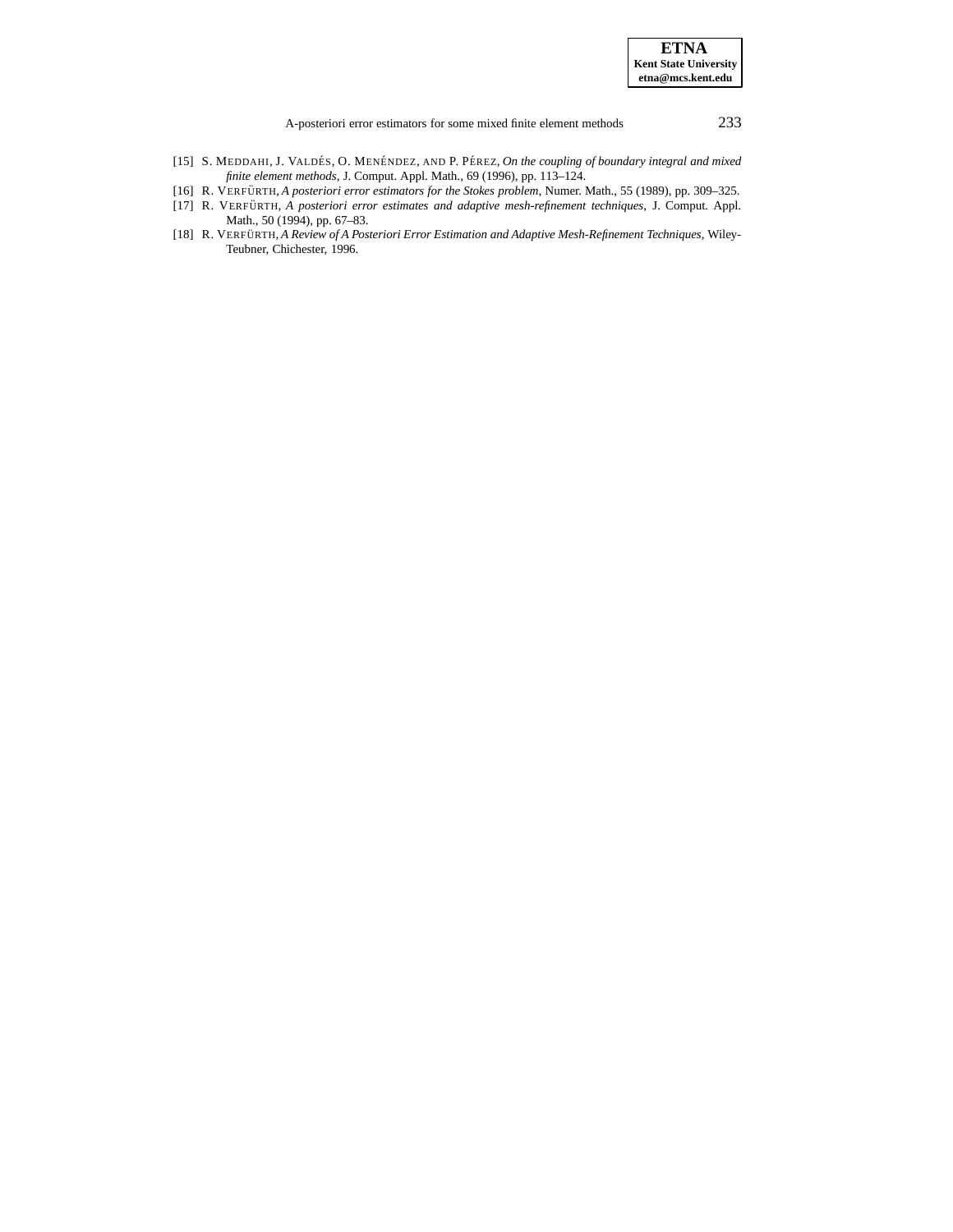[15] S. Meddahi, J. Valdés, O. Menéndez, and P. Pérez, *On the coupling of boundary integral and mixed finite element methods*, J. Comput. Appl. Math., 69 (1996), pp. 113–124.

[16] R. Verfürth, *A posteriori error estimators for the Stokes problem*, Numer. Math., 55 (1989), pp. 309–325.

[17] R. Verfürth, *A posteriori error estimates and adaptive mesh-refinement techniques*, J. Comput. Appl. Math., 50 (1994), pp. 67–83.

[18] R. Verfürth, *A Review of A Posteriori Error Estimation and Adaptive Mesh-Refinement Techniques*, Wiley-Teubner, Chichester, 1996.